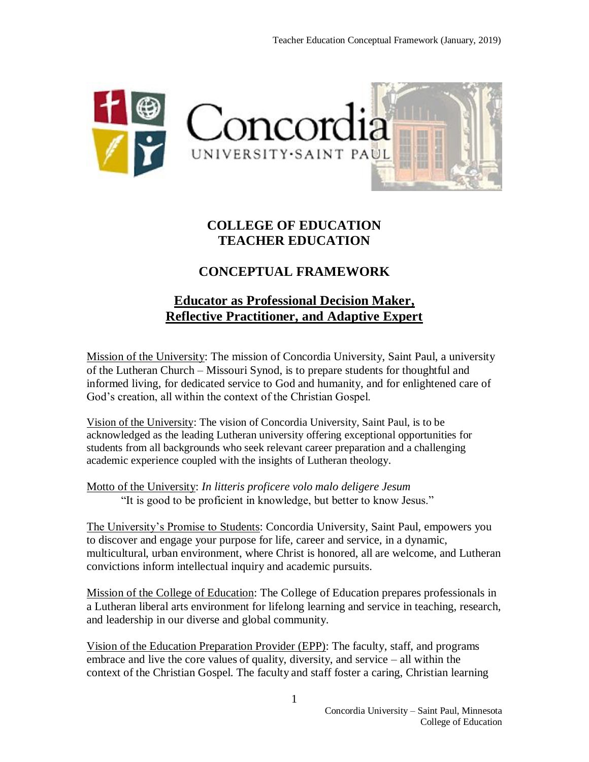# COLLEGE OF EDUCATION
# TEACHER EDUCATION

## CONCEPTUAL FRAMEWORK

## Educator as Professional Decision Maker, Reflective Practitioner, and Adaptive Expert

Mission of the University: The mission of Concordia University, Saint Paul, a university of the Lutheran Church – Missouri Synod, is to prepare students for thoughtful and informed living, for dedicated service to God and humanity, and for enlightened care of God's creation, all within the context of the Christian Gospel.

Vision of the University: The vision of Concordia University, Saint Paul, is to be acknowledged as the leading Lutheran university offering exceptional opportunities for students from all backgrounds who seek relevant career preparation and a challenging academic experience coupled with the insights of Lutheran theology.

Motto of the University: *In litteris proficere volo malo deligere Jesum*
"It is good to be proficient in knowledge, but better to know Jesus."

The University's Promise to Students: Concordia University, Saint Paul, empowers you to discover and engage your purpose for life, career and service, in a dynamic, multicultural, urban environment, where Christ is honored, all are welcome, and Lutheran convictions inform intellectual inquiry and academic pursuits.

Mission of the College of Education: The College of Education prepares professionals in a Lutheran liberal arts environment for lifelong learning and service in teaching, research, and leadership in our diverse and global community.

Vision of the Education Preparation Provider (EPP): The faculty, staff, and programs embrace and live the core values of quality, diversity, and service – all within the context of the Christian Gospel. The faculty and staff foster a caring, Christian learning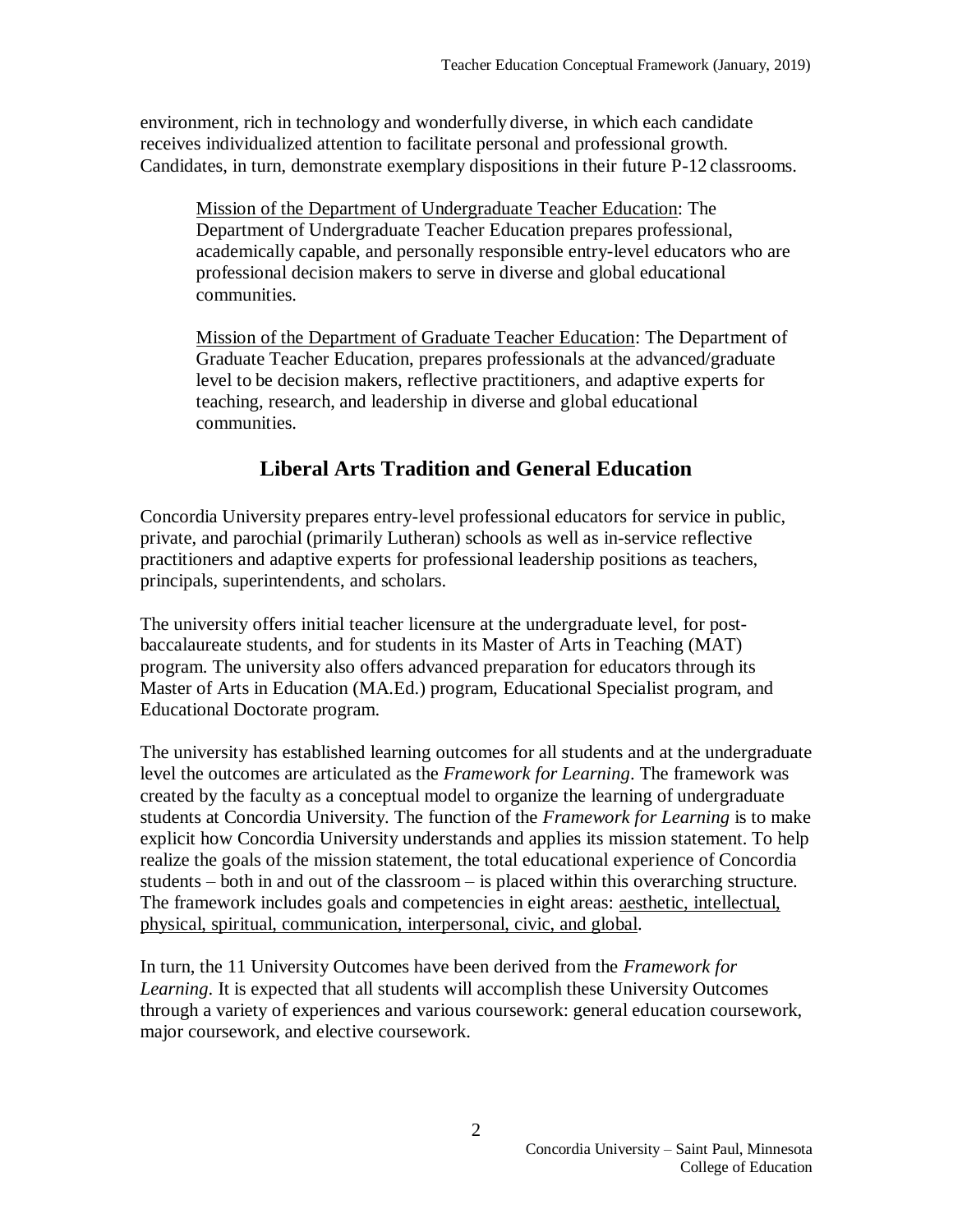environment, rich in technology and wonderfully diverse, in which each candidate receives individualized attention to facilitate personal and professional growth. Candidates, in turn, demonstrate exemplary dispositions in their future P-12 classrooms.

> <u>Mission of the Department of Undergraduate Teacher Education</u>: The Department of Undergraduate Teacher Education prepares professional, academically capable, and personally responsible entry-level educators who are professional decision makers to serve in diverse and global educational communities.
>
> <u>Mission of the Department of Graduate Teacher Education</u>: The Department of Graduate Teacher Education, prepares professionals at the advanced/graduate level to be decision makers, reflective practitioners, and adaptive experts for teaching, research, and leadership in diverse and global educational communities.

## Liberal Arts Tradition and General Education

Concordia University prepares entry-level professional educators for service in public, private, and parochial (primarily Lutheran) schools as well as in-service reflective practitioners and adaptive experts for professional leadership positions as teachers, principals, superintendents, and scholars.

The university offers initial teacher licensure at the undergraduate level, for post-baccalaureate students, and for students in its Master of Arts in Teaching (MAT) program. The university also offers advanced preparation for educators through its Master of Arts in Education (MA.Ed.) program, Educational Specialist program, and Educational Doctorate program.

The university has established learning outcomes for all students and at the undergraduate level the outcomes are articulated as the *Framework for Learning*. The framework was created by the faculty as a conceptual model to organize the learning of undergraduate students at Concordia University. The function of the *Framework for Learning* is to make explicit how Concordia University understands and applies its mission statement. To help realize the goals of the mission statement, the total educational experience of Concordia students – both in and out of the classroom – is placed within this overarching structure. The framework includes goals and competencies in eight areas: <u>aesthetic, intellectual, physical, spiritual, communication, interpersonal, civic, and global</u>.

In turn, the 11 University Outcomes have been derived from the *Framework for Learning*. It is expected that all students will accomplish these University Outcomes through a variety of experiences and various coursework: general education coursework, major coursework, and elective coursework.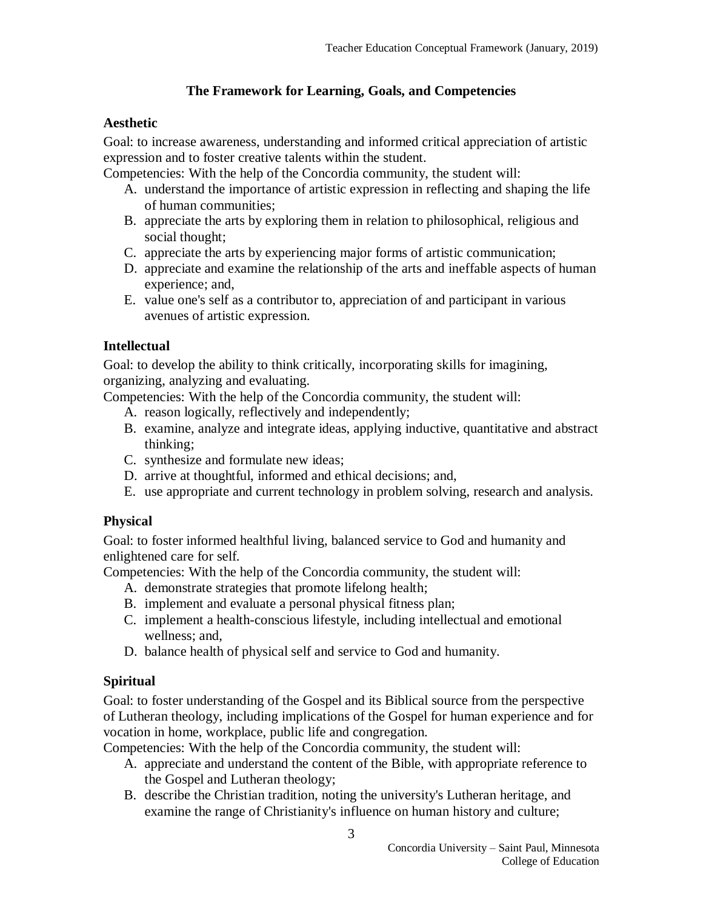## The Framework for Learning, Goals, and Competencies

### Aesthetic

Goal: to increase awareness, understanding and informed critical appreciation of artistic expression and to foster creative talents within the student.

Competencies: With the help of the Concordia community, the student will:

A. understand the importance of artistic expression in reflecting and shaping the life of human communities;
B. appreciate the arts by exploring them in relation to philosophical, religious and social thought;
C. appreciate the arts by experiencing major forms of artistic communication;
D. appreciate and examine the relationship of the arts and ineffable aspects of human experience; and,
E. value one's self as a contributor to, appreciation of and participant in various avenues of artistic expression.

### Intellectual

Goal: to develop the ability to think critically, incorporating skills for imagining, organizing, analyzing and evaluating.

Competencies: With the help of the Concordia community, the student will:

A. reason logically, reflectively and independently;
B. examine, analyze and integrate ideas, applying inductive, quantitative and abstract thinking;
C. synthesize and formulate new ideas;
D. arrive at thoughtful, informed and ethical decisions; and,
E. use appropriate and current technology in problem solving, research and analysis.

### Physical

Goal: to foster informed healthful living, balanced service to God and humanity and enlightened care for self.

Competencies: With the help of the Concordia community, the student will:

A. demonstrate strategies that promote lifelong health;
B. implement and evaluate a personal physical fitness plan;
C. implement a health-conscious lifestyle, including intellectual and emotional wellness; and,
D. balance health of physical self and service to God and humanity.

### Spiritual

Goal: to foster understanding of the Gospel and its Biblical source from the perspective of Lutheran theology, including implications of the Gospel for human experience and for vocation in home, workplace, public life and congregation.

Competencies: With the help of the Concordia community, the student will:

A. appreciate and understand the content of the Bible, with appropriate reference to the Gospel and Lutheran theology;
B. describe the Christian tradition, noting the university's Lutheran heritage, and examine the range of Christianity's influence on human history and culture;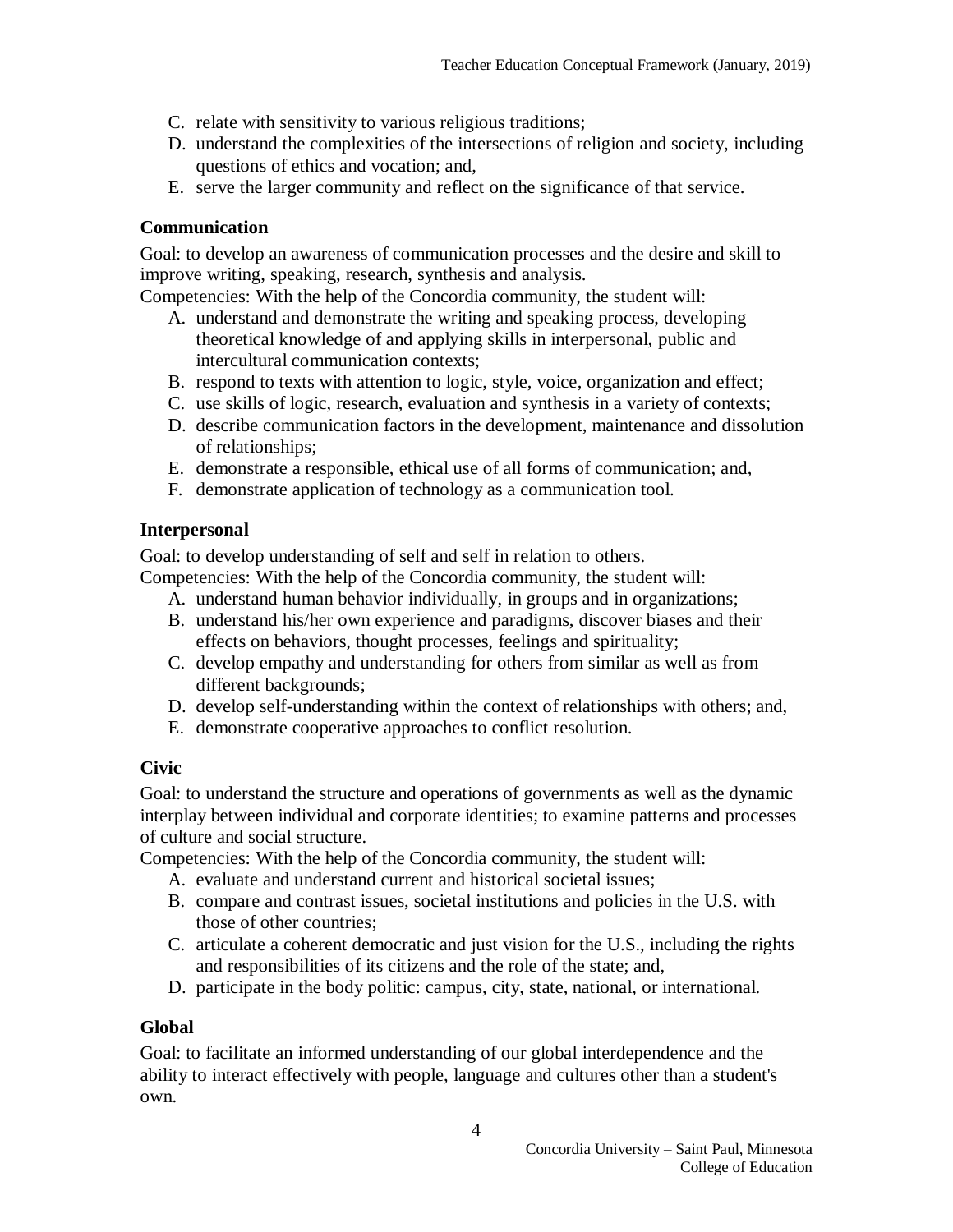C. relate with sensitivity to various religious traditions;
D. understand the complexities of the intersections of religion and society, including questions of ethics and vocation; and,
E. serve the larger community and reflect on the significance of that service.

### Communication

Goal: to develop an awareness of communication processes and the desire and skill to improve writing, speaking, research, synthesis and analysis.
Competencies: With the help of the Concordia community, the student will:

A. understand and demonstrate the writing and speaking process, developing theoretical knowledge of and applying skills in interpersonal, public and intercultural communication contexts;
B. respond to texts with attention to logic, style, voice, organization and effect;
C. use skills of logic, research, evaluation and synthesis in a variety of contexts;
D. describe communication factors in the development, maintenance and dissolution of relationships;
E. demonstrate a responsible, ethical use of all forms of communication; and,
F. demonstrate application of technology as a communication tool.

### Interpersonal

Goal: to develop understanding of self and self in relation to others.
Competencies: With the help of the Concordia community, the student will:

A. understand human behavior individually, in groups and in organizations;
B. understand his/her own experience and paradigms, discover biases and their effects on behaviors, thought processes, feelings and spirituality;
C. develop empathy and understanding for others from similar as well as from different backgrounds;
D. develop self-understanding within the context of relationships with others; and,
E. demonstrate cooperative approaches to conflict resolution.

### Civic

Goal: to understand the structure and operations of governments as well as the dynamic interplay between individual and corporate identities; to examine patterns and processes of culture and social structure.
Competencies: With the help of the Concordia community, the student will:

A. evaluate and understand current and historical societal issues;
B. compare and contrast issues, societal institutions and policies in the U.S. with those of other countries;
C. articulate a coherent democratic and just vision for the U.S., including the rights and responsibilities of its citizens and the role of the state; and,
D. participate in the body politic: campus, city, state, national, or international.

### Global

Goal: to facilitate an informed understanding of our global interdependence and the ability to interact effectively with people, language and cultures other than a student's own.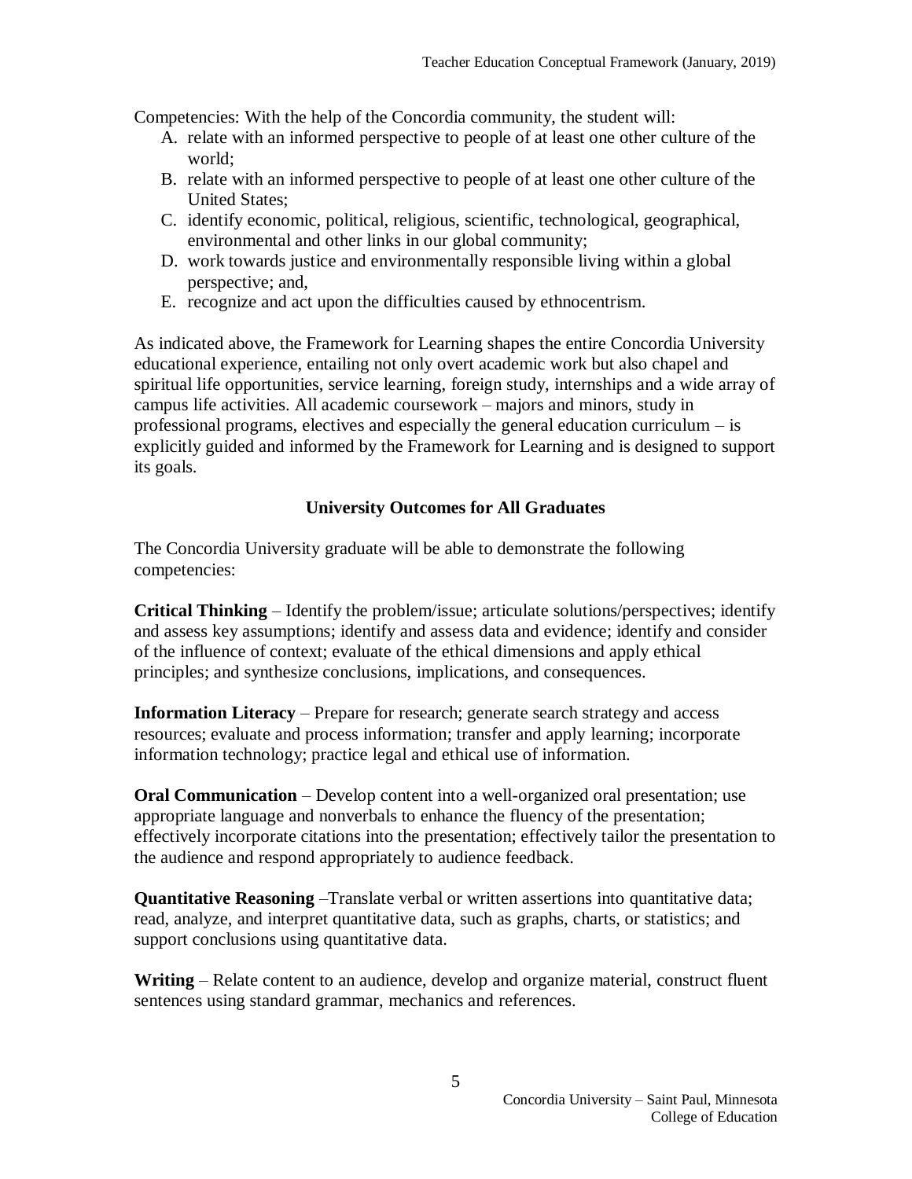Competencies: With the help of the Concordia community, the student will:

A. relate with an informed perspective to people of at least one other culture of the world;
B. relate with an informed perspective to people of at least one other culture of the United States;
C. identify economic, political, religious, scientific, technological, geographical, environmental and other links in our global community;
D. work towards justice and environmentally responsible living within a global perspective; and,
E. recognize and act upon the difficulties caused by ethnocentrism.

As indicated above, the Framework for Learning shapes the entire Concordia University educational experience, entailing not only overt academic work but also chapel and spiritual life opportunities, service learning, foreign study, internships and a wide array of campus life activities. All academic coursework – majors and minors, study in professional programs, electives and especially the general education curriculum – is explicitly guided and informed by the Framework for Learning and is designed to support its goals.

## University Outcomes for All Graduates

The Concordia University graduate will be able to demonstrate the following competencies:

**Critical Thinking** – Identify the problem/issue; articulate solutions/perspectives; identify and assess key assumptions; identify and assess data and evidence; identify and consider of the influence of context; evaluate of the ethical dimensions and apply ethical principles; and synthesize conclusions, implications, and consequences.

**Information Literacy** – Prepare for research; generate search strategy and access resources; evaluate and process information; transfer and apply learning; incorporate information technology; practice legal and ethical use of information.

**Oral Communication** – Develop content into a well-organized oral presentation; use appropriate language and nonverbals to enhance the fluency of the presentation; effectively incorporate citations into the presentation; effectively tailor the presentation to the audience and respond appropriately to audience feedback.

**Quantitative Reasoning** –Translate verbal or written assertions into quantitative data; read, analyze, and interpret quantitative data, such as graphs, charts, or statistics; and support conclusions using quantitative data.

**Writing** – Relate content to an audience, develop and organize material, construct fluent sentences using standard grammar, mechanics and references.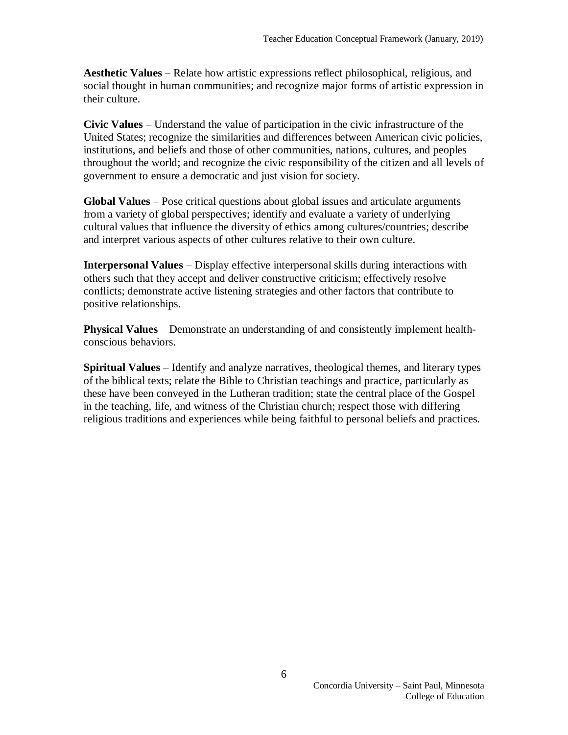**Aesthetic Values** – Relate how artistic expressions reflect philosophical, religious, and social thought in human communities; and recognize major forms of artistic expression in their culture.

**Civic Values** – Understand the value of participation in the civic infrastructure of the United States; recognize the similarities and differences between American civic policies, institutions, and beliefs and those of other communities, nations, cultures, and peoples throughout the world; and recognize the civic responsibility of the citizen and all levels of government to ensure a democratic and just vision for society.

**Global Values** – Pose critical questions about global issues and articulate arguments from a variety of global perspectives; identify and evaluate a variety of underlying cultural values that influence the diversity of ethics among cultures/countries; describe and interpret various aspects of other cultures relative to their own culture.

**Interpersonal Values** – Display effective interpersonal skills during interactions with others such that they accept and deliver constructive criticism; effectively resolve conflicts; demonstrate active listening strategies and other factors that contribute to positive relationships.

**Physical Values** – Demonstrate an understanding of and consistently implement health-conscious behaviors.

**Spiritual Values** – Identify and analyze narratives, theological themes, and literary types of the biblical texts; relate the Bible to Christian teachings and practice, particularly as these have been conveyed in the Lutheran tradition; state the central place of the Gospel in the teaching, life, and witness of the Christian church; respect those with differing religious traditions and experiences while being faithful to personal beliefs and practices.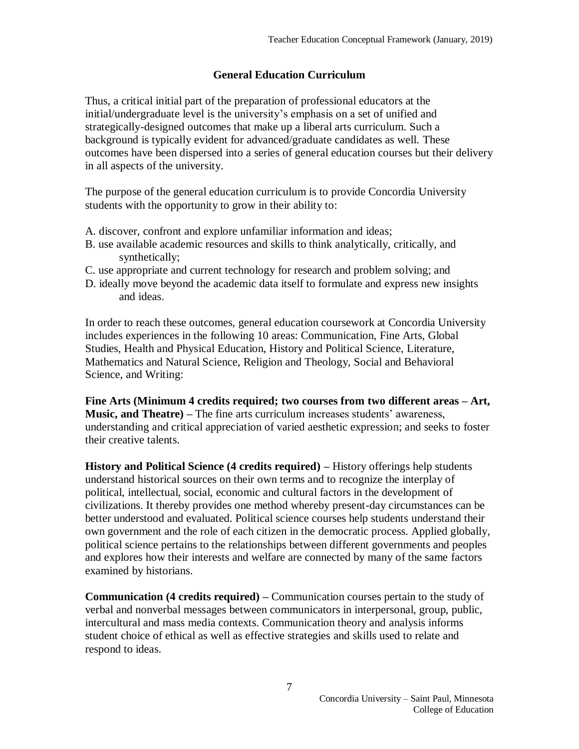## General Education Curriculum

Thus, a critical initial part of the preparation of professional educators at the initial/undergraduate level is the university's emphasis on a set of unified and strategically-designed outcomes that make up a liberal arts curriculum. Such a background is typically evident for advanced/graduate candidates as well. These outcomes have been dispersed into a series of general education courses but their delivery in all aspects of the university.

The purpose of the general education curriculum is to provide Concordia University students with the opportunity to grow in their ability to:

A. discover, confront and explore unfamiliar information and ideas;
B. use available academic resources and skills to think analytically, critically, and synthetically;
C. use appropriate and current technology for research and problem solving; and
D. ideally move beyond the academic data itself to formulate and express new insights and ideas.

In order to reach these outcomes, general education coursework at Concordia University includes experiences in the following 10 areas: Communication, Fine Arts, Global Studies, Health and Physical Education, History and Political Science, Literature, Mathematics and Natural Science, Religion and Theology, Social and Behavioral Science, and Writing:

**Fine Arts (Minimum 4 credits required; two courses from two different areas – Art, Music, and Theatre) –** The fine arts curriculum increases students' awareness, understanding and critical appreciation of varied aesthetic expression; and seeks to foster their creative talents.

**History and Political Science (4 credits required) –** History offerings help students understand historical sources on their own terms and to recognize the interplay of political, intellectual, social, economic and cultural factors in the development of civilizations. It thereby provides one method whereby present-day circumstances can be better understood and evaluated. Political science courses help students understand their own government and the role of each citizen in the democratic process. Applied globally, political science pertains to the relationships between different governments and peoples and explores how their interests and welfare are connected by many of the same factors examined by historians.

**Communication (4 credits required) –** Communication courses pertain to the study of verbal and nonverbal messages between communicators in interpersonal, group, public, intercultural and mass media contexts. Communication theory and analysis informs student choice of ethical as well as effective strategies and skills used to relate and respond to ideas.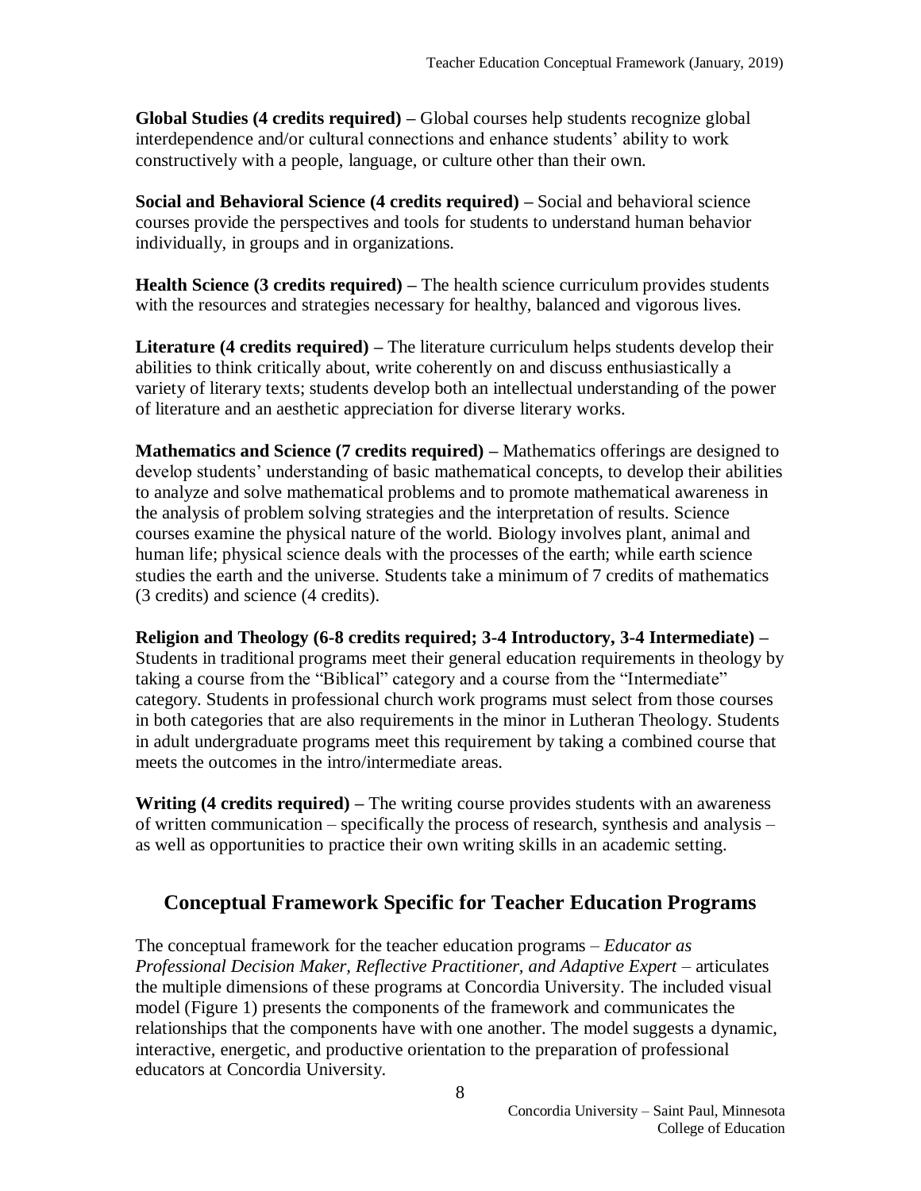**Global Studies (4 credits required) –** Global courses help students recognize global interdependence and/or cultural connections and enhance students' ability to work constructively with a people, language, or culture other than their own.

**Social and Behavioral Science (4 credits required) –** Social and behavioral science courses provide the perspectives and tools for students to understand human behavior individually, in groups and in organizations.

**Health Science (3 credits required) –** The health science curriculum provides students with the resources and strategies necessary for healthy, balanced and vigorous lives.

**Literature (4 credits required) –** The literature curriculum helps students develop their abilities to think critically about, write coherently on and discuss enthusiastically a variety of literary texts; students develop both an intellectual understanding of the power of literature and an aesthetic appreciation for diverse literary works.

**Mathematics and Science (7 credits required) –** Mathematics offerings are designed to develop students' understanding of basic mathematical concepts, to develop their abilities to analyze and solve mathematical problems and to promote mathematical awareness in the analysis of problem solving strategies and the interpretation of results. Science courses examine the physical nature of the world. Biology involves plant, animal and human life; physical science deals with the processes of the earth; while earth science studies the earth and the universe. Students take a minimum of 7 credits of mathematics (3 credits) and science (4 credits).

**Religion and Theology (6-8 credits required; 3-4 Introductory, 3-4 Intermediate) –** Students in traditional programs meet their general education requirements in theology by taking a course from the "Biblical" category and a course from the "Intermediate" category. Students in professional church work programs must select from those courses in both categories that are also requirements in the minor in Lutheran Theology. Students in adult undergraduate programs meet this requirement by taking a combined course that meets the outcomes in the intro/intermediate areas.

**Writing (4 credits required) –** The writing course provides students with an awareness of written communication – specifically the process of research, synthesis and analysis – as well as opportunities to practice their own writing skills in an academic setting.

## Conceptual Framework Specific for Teacher Education Programs

The conceptual framework for the teacher education programs – *Educator as Professional Decision Maker, Reflective Practitioner, and Adaptive Expert* – articulates the multiple dimensions of these programs at Concordia University. The included visual model (Figure 1) presents the components of the framework and communicates the relationships that the components have with one another. The model suggests a dynamic, interactive, energetic, and productive orientation to the preparation of professional educators at Concordia University.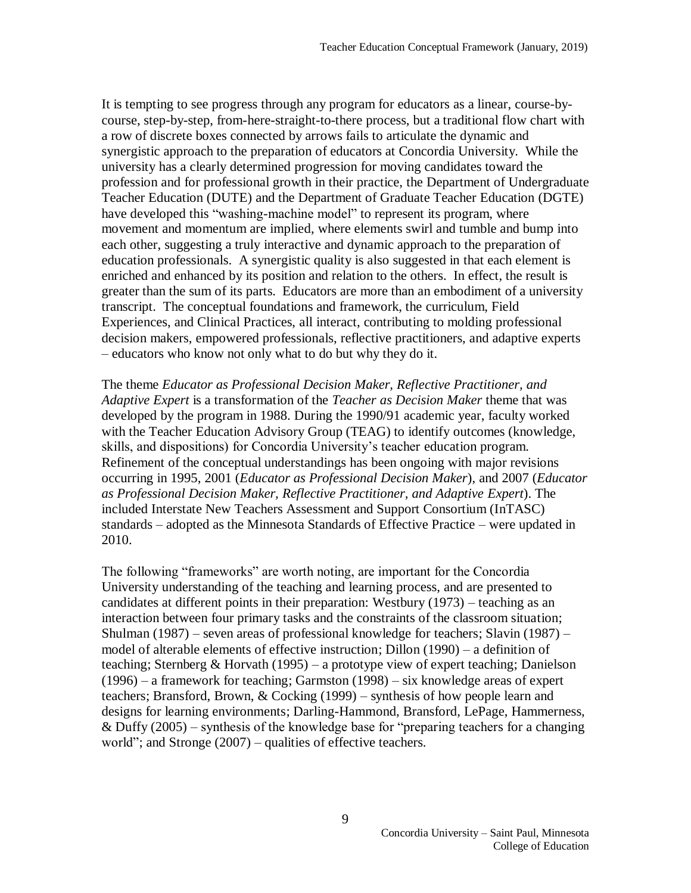It is tempting to see progress through any program for educators as a linear, course-by-course, step-by-step, from-here-straight-to-there process, but a traditional flow chart with a row of discrete boxes connected by arrows fails to articulate the dynamic and synergistic approach to the preparation of educators at Concordia University. While the university has a clearly determined progression for moving candidates toward the profession and for professional growth in their practice, the Department of Undergraduate Teacher Education (DUTE) and the Department of Graduate Teacher Education (DGTE) have developed this "washing-machine model" to represent its program, where movement and momentum are implied, where elements swirl and tumble and bump into each other, suggesting a truly interactive and dynamic approach to the preparation of education professionals. A synergistic quality is also suggested in that each element is enriched and enhanced by its position and relation to the others. In effect, the result is greater than the sum of its parts. Educators are more than an embodiment of a university transcript. The conceptual foundations and framework, the curriculum, Field Experiences, and Clinical Practices, all interact, contributing to molding professional decision makers, empowered professionals, reflective practitioners, and adaptive experts – educators who know not only what to do but why they do it.

The theme *Educator as Professional Decision Maker, Reflective Practitioner, and Adaptive Expert* is a transformation of the *Teacher as Decision Maker* theme that was developed by the program in 1988. During the 1990/91 academic year, faculty worked with the Teacher Education Advisory Group (TEAG) to identify outcomes (knowledge, skills, and dispositions) for Concordia University's teacher education program. Refinement of the conceptual understandings has been ongoing with major revisions occurring in 1995, 2001 (*Educator as Professional Decision Maker*), and 2007 (*Educator as Professional Decision Maker, Reflective Practitioner, and Adaptive Expert*). The included Interstate New Teachers Assessment and Support Consortium (InTASC) standards – adopted as the Minnesota Standards of Effective Practice – were updated in 2010.

The following "frameworks" are worth noting, are important for the Concordia University understanding of the teaching and learning process, and are presented to candidates at different points in their preparation: Westbury (1973) – teaching as an interaction between four primary tasks and the constraints of the classroom situation; Shulman (1987) – seven areas of professional knowledge for teachers; Slavin (1987) – model of alterable elements of effective instruction; Dillon (1990) – a definition of teaching; Sternberg & Horvath (1995) – a prototype view of expert teaching; Danielson (1996) – a framework for teaching; Garmston (1998) – six knowledge areas of expert teachers; Bransford, Brown, & Cocking (1999) – synthesis of how people learn and designs for learning environments; Darling-Hammond, Bransford, LePage, Hammerness, & Duffy (2005) – synthesis of the knowledge base for "preparing teachers for a changing world"; and Stronge (2007) – qualities of effective teachers.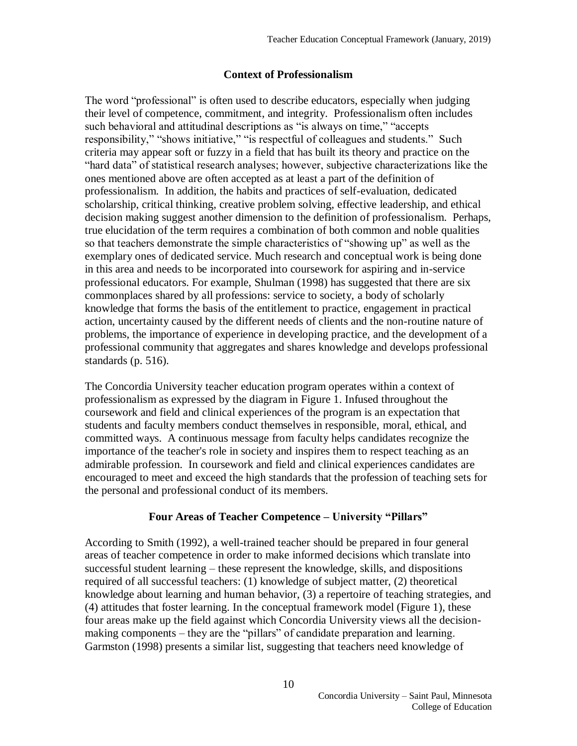## Context of Professionalism

The word "professional" is often used to describe educators, especially when judging their level of competence, commitment, and integrity. Professionalism often includes such behavioral and attitudinal descriptions as "is always on time," "accepts responsibility," "shows initiative," "is respectful of colleagues and students." Such criteria may appear soft or fuzzy in a field that has built its theory and practice on the "hard data" of statistical research analyses; however, subjective characterizations like the ones mentioned above are often accepted as at least a part of the definition of professionalism. In addition, the habits and practices of self-evaluation, dedicated scholarship, critical thinking, creative problem solving, effective leadership, and ethical decision making suggest another dimension to the definition of professionalism. Perhaps, true elucidation of the term requires a combination of both common and noble qualities so that teachers demonstrate the simple characteristics of "showing up" as well as the exemplary ones of dedicated service. Much research and conceptual work is being done in this area and needs to be incorporated into coursework for aspiring and in-service professional educators. For example, Shulman (1998) has suggested that there are six commonplaces shared by all professions: service to society, a body of scholarly knowledge that forms the basis of the entitlement to practice, engagement in practical action, uncertainty caused by the different needs of clients and the non-routine nature of problems, the importance of experience in developing practice, and the development of a professional community that aggregates and shares knowledge and develops professional standards (p. 516).

The Concordia University teacher education program operates within a context of professionalism as expressed by the diagram in Figure 1. Infused throughout the coursework and field and clinical experiences of the program is an expectation that students and faculty members conduct themselves in responsible, moral, ethical, and committed ways. A continuous message from faculty helps candidates recognize the importance of the teacher's role in society and inspires them to respect teaching as an admirable profession. In coursework and field and clinical experiences candidates are encouraged to meet and exceed the high standards that the profession of teaching sets for the personal and professional conduct of its members.

## Four Areas of Teacher Competence – University "Pillars"

According to Smith (1992), a well-trained teacher should be prepared in four general areas of teacher competence in order to make informed decisions which translate into successful student learning – these represent the knowledge, skills, and dispositions required of all successful teachers: (1) knowledge of subject matter, (2) theoretical knowledge about learning and human behavior, (3) a repertoire of teaching strategies, and (4) attitudes that foster learning. In the conceptual framework model (Figure 1), these four areas make up the field against which Concordia University views all the decision-making components – they are the "pillars" of candidate preparation and learning. Garmston (1998) presents a similar list, suggesting that teachers need knowledge of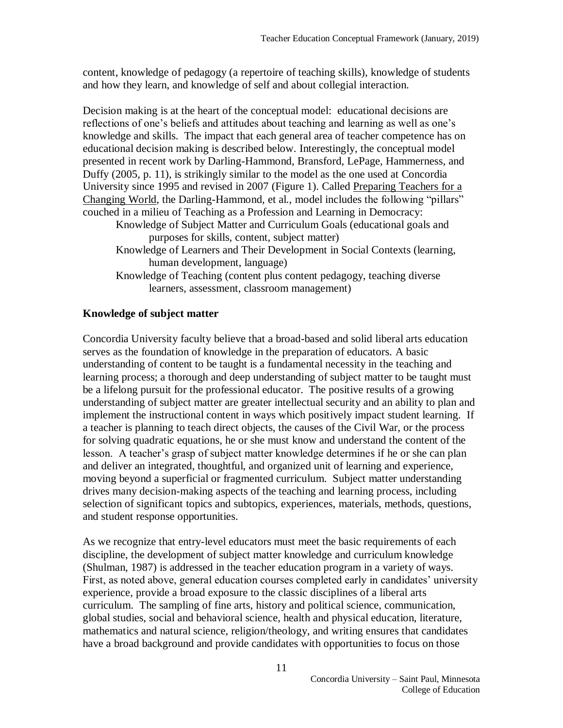content, knowledge of pedagogy (a repertoire of teaching skills), knowledge of students and how they learn, and knowledge of self and about collegial interaction.

Decision making is at the heart of the conceptual model: educational decisions are reflections of one's beliefs and attitudes about teaching and learning as well as one's knowledge and skills. The impact that each general area of teacher competence has on educational decision making is described below. Interestingly, the conceptual model presented in recent work by Darling-Hammond, Bransford, LePage, Hammerness, and Duffy (2005, p. 11), is strikingly similar to the model as the one used at Concordia University since 1995 and revised in 2007 (Figure 1). Called Preparing Teachers for a Changing World, the Darling-Hammond, et al., model includes the following "pillars" couched in a milieu of Teaching as a Profession and Learning in Democracy:

- Knowledge of Subject Matter and Curriculum Goals (educational goals and purposes for skills, content, subject matter)
- Knowledge of Learners and Their Development in Social Contexts (learning, human development, language)
- Knowledge of Teaching (content plus content pedagogy, teaching diverse learners, assessment, classroom management)

### Knowledge of subject matter

Concordia University faculty believe that a broad-based and solid liberal arts education serves as the foundation of knowledge in the preparation of educators. A basic understanding of content to be taught is a fundamental necessity in the teaching and learning process; a thorough and deep understanding of subject matter to be taught must be a lifelong pursuit for the professional educator. The positive results of a growing understanding of subject matter are greater intellectual security and an ability to plan and implement the instructional content in ways which positively impact student learning. If a teacher is planning to teach direct objects, the causes of the Civil War, or the process for solving quadratic equations, he or she must know and understand the content of the lesson. A teacher's grasp of subject matter knowledge determines if he or she can plan and deliver an integrated, thoughtful, and organized unit of learning and experience, moving beyond a superficial or fragmented curriculum. Subject matter understanding drives many decision-making aspects of the teaching and learning process, including selection of significant topics and subtopics, experiences, materials, methods, questions, and student response opportunities.

As we recognize that entry-level educators must meet the basic requirements of each discipline, the development of subject matter knowledge and curriculum knowledge (Shulman, 1987) is addressed in the teacher education program in a variety of ways. First, as noted above, general education courses completed early in candidates' university experience, provide a broad exposure to the classic disciplines of a liberal arts curriculum. The sampling of fine arts, history and political science, communication, global studies, social and behavioral science, health and physical education, literature, mathematics and natural science, religion/theology, and writing ensures that candidates have a broad background and provide candidates with opportunities to focus on those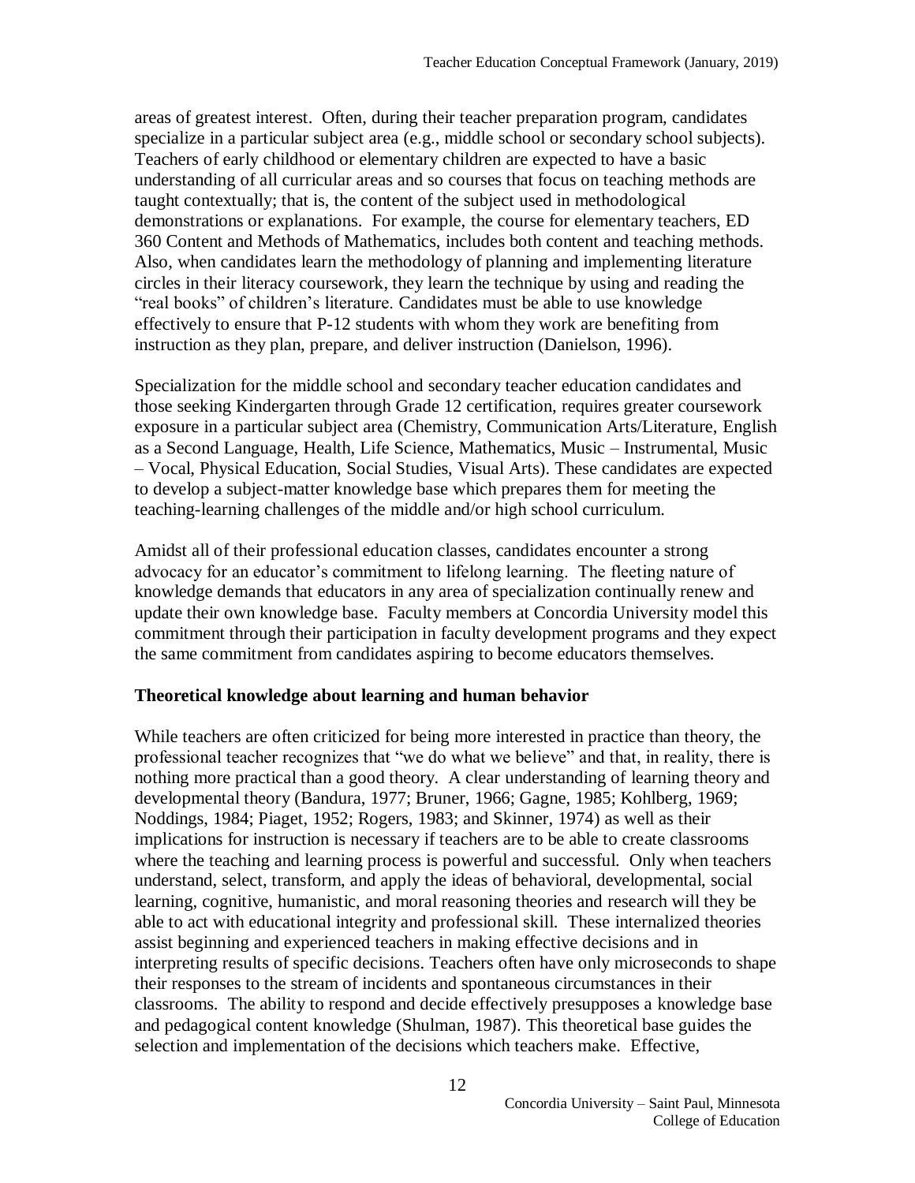areas of greatest interest. Often, during their teacher preparation program, candidates specialize in a particular subject area (e.g., middle school or secondary school subjects). Teachers of early childhood or elementary children are expected to have a basic understanding of all curricular areas and so courses that focus on teaching methods are taught contextually; that is, the content of the subject used in methodological demonstrations or explanations. For example, the course for elementary teachers, ED 360 Content and Methods of Mathematics, includes both content and teaching methods. Also, when candidates learn the methodology of planning and implementing literature circles in their literacy coursework, they learn the technique by using and reading the "real books" of children's literature. Candidates must be able to use knowledge effectively to ensure that P-12 students with whom they work are benefiting from instruction as they plan, prepare, and deliver instruction (Danielson, 1996).

Specialization for the middle school and secondary teacher education candidates and those seeking Kindergarten through Grade 12 certification, requires greater coursework exposure in a particular subject area (Chemistry, Communication Arts/Literature, English as a Second Language, Health, Life Science, Mathematics, Music – Instrumental, Music – Vocal, Physical Education, Social Studies, Visual Arts). These candidates are expected to develop a subject-matter knowledge base which prepares them for meeting the teaching-learning challenges of the middle and/or high school curriculum.

Amidst all of their professional education classes, candidates encounter a strong advocacy for an educator's commitment to lifelong learning. The fleeting nature of knowledge demands that educators in any area of specialization continually renew and update their own knowledge base. Faculty members at Concordia University model this commitment through their participation in faculty development programs and they expect the same commitment from candidates aspiring to become educators themselves.

**Theoretical knowledge about learning and human behavior**

While teachers are often criticized for being more interested in practice than theory, the professional teacher recognizes that "we do what we believe" and that, in reality, there is nothing more practical than a good theory. A clear understanding of learning theory and developmental theory (Bandura, 1977; Bruner, 1966; Gagne, 1985; Kohlberg, 1969; Noddings, 1984; Piaget, 1952; Rogers, 1983; and Skinner, 1974) as well as their implications for instruction is necessary if teachers are to be able to create classrooms where the teaching and learning process is powerful and successful. Only when teachers understand, select, transform, and apply the ideas of behavioral, developmental, social learning, cognitive, humanistic, and moral reasoning theories and research will they be able to act with educational integrity and professional skill. These internalized theories assist beginning and experienced teachers in making effective decisions and in interpreting results of specific decisions. Teachers often have only microseconds to shape their responses to the stream of incidents and spontaneous circumstances in their classrooms. The ability to respond and decide effectively presupposes a knowledge base and pedagogical content knowledge (Shulman, 1987). This theoretical base guides the selection and implementation of the decisions which teachers make. Effective,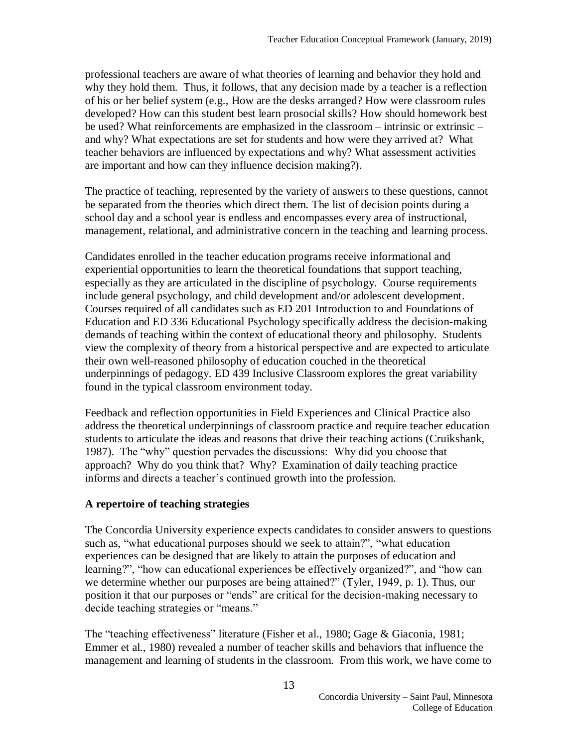professional teachers are aware of what theories of learning and behavior they hold and why they hold them. Thus, it follows, that any decision made by a teacher is a reflection of his or her belief system (e.g., How are the desks arranged? How were classroom rules developed? How can this student best learn prosocial skills? How should homework best be used? What reinforcements are emphasized in the classroom – intrinsic or extrinsic – and why? What expectations are set for students and how were they arrived at? What teacher behaviors are influenced by expectations and why? What assessment activities are important and how can they influence decision making?).

The practice of teaching, represented by the variety of answers to these questions, cannot be separated from the theories which direct them. The list of decision points during a school day and a school year is endless and encompasses every area of instructional, management, relational, and administrative concern in the teaching and learning process.

Candidates enrolled in the teacher education programs receive informational and experiential opportunities to learn the theoretical foundations that support teaching, especially as they are articulated in the discipline of psychology. Course requirements include general psychology, and child development and/or adolescent development. Courses required of all candidates such as ED 201 Introduction to and Foundations of Education and ED 336 Educational Psychology specifically address the decision-making demands of teaching within the context of educational theory and philosophy. Students view the complexity of theory from a historical perspective and are expected to articulate their own well-reasoned philosophy of education couched in the theoretical underpinnings of pedagogy. ED 439 Inclusive Classroom explores the great variability found in the typical classroom environment today.

Feedback and reflection opportunities in Field Experiences and Clinical Practice also address the theoretical underpinnings of classroom practice and require teacher education students to articulate the ideas and reasons that drive their teaching actions (Cruikshank, 1987). The "why" question pervades the discussions: Why did you choose that approach? Why do you think that? Why? Examination of daily teaching practice informs and directs a teacher's continued growth into the profession.

**A repertoire of teaching strategies**

The Concordia University experience expects candidates to consider answers to questions such as, "what educational purposes should we seek to attain?", "what education experiences can be designed that are likely to attain the purposes of education and learning?", "how can educational experiences be effectively organized?", and "how can we determine whether our purposes are being attained?" (Tyler, 1949, p. 1). Thus, our position it that our purposes or "ends" are critical for the decision-making necessary to decide teaching strategies or "means."

The "teaching effectiveness" literature (Fisher et al., 1980; Gage & Giaconia, 1981; Emmer et al., 1980) revealed a number of teacher skills and behaviors that influence the management and learning of students in the classroom. From this work, we have come to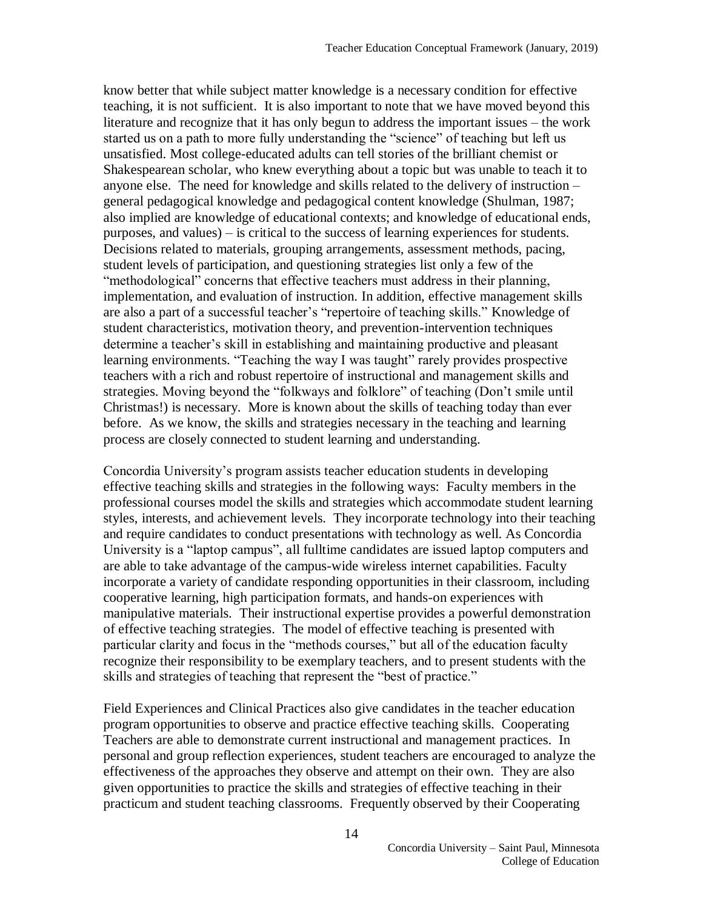know better that while subject matter knowledge is a necessary condition for effective teaching, it is not sufficient. It is also important to note that we have moved beyond this literature and recognize that it has only begun to address the important issues – the work started us on a path to more fully understanding the "science" of teaching but left us unsatisfied. Most college-educated adults can tell stories of the brilliant chemist or Shakespearean scholar, who knew everything about a topic but was unable to teach it to anyone else. The need for knowledge and skills related to the delivery of instruction – general pedagogical knowledge and pedagogical content knowledge (Shulman, 1987; also implied are knowledge of educational contexts; and knowledge of educational ends, purposes, and values) – is critical to the success of learning experiences for students. Decisions related to materials, grouping arrangements, assessment methods, pacing, student levels of participation, and questioning strategies list only a few of the "methodological" concerns that effective teachers must address in their planning, implementation, and evaluation of instruction. In addition, effective management skills are also a part of a successful teacher's "repertoire of teaching skills." Knowledge of student characteristics, motivation theory, and prevention-intervention techniques determine a teacher's skill in establishing and maintaining productive and pleasant learning environments. "Teaching the way I was taught" rarely provides prospective teachers with a rich and robust repertoire of instructional and management skills and strategies. Moving beyond the "folkways and folklore" of teaching (Don't smile until Christmas!) is necessary. More is known about the skills of teaching today than ever before. As we know, the skills and strategies necessary in the teaching and learning process are closely connected to student learning and understanding.

Concordia University's program assists teacher education students in developing effective teaching skills and strategies in the following ways: Faculty members in the professional courses model the skills and strategies which accommodate student learning styles, interests, and achievement levels. They incorporate technology into their teaching and require candidates to conduct presentations with technology as well. As Concordia University is a "laptop campus", all fulltime candidates are issued laptop computers and are able to take advantage of the campus-wide wireless internet capabilities. Faculty incorporate a variety of candidate responding opportunities in their classroom, including cooperative learning, high participation formats, and hands-on experiences with manipulative materials. Their instructional expertise provides a powerful demonstration of effective teaching strategies. The model of effective teaching is presented with particular clarity and focus in the "methods courses," but all of the education faculty recognize their responsibility to be exemplary teachers, and to present students with the skills and strategies of teaching that represent the "best of practice."

Field Experiences and Clinical Practices also give candidates in the teacher education program opportunities to observe and practice effective teaching skills. Cooperating Teachers are able to demonstrate current instructional and management practices. In personal and group reflection experiences, student teachers are encouraged to analyze the effectiveness of the approaches they observe and attempt on their own. They are also given opportunities to practice the skills and strategies of effective teaching in their practicum and student teaching classrooms. Frequently observed by their Cooperating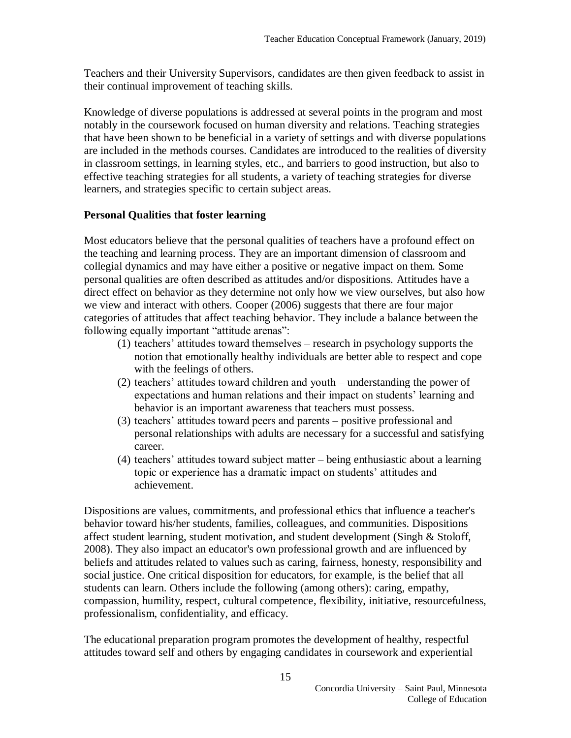Teachers and their University Supervisors, candidates are then given feedback to assist in their continual improvement of teaching skills.

Knowledge of diverse populations is addressed at several points in the program and most notably in the coursework focused on human diversity and relations. Teaching strategies that have been shown to be beneficial in a variety of settings and with diverse populations are included in the methods courses. Candidates are introduced to the realities of diversity in classroom settings, in learning styles, etc., and barriers to good instruction, but also to effective teaching strategies for all students, a variety of teaching strategies for diverse learners, and strategies specific to certain subject areas.

**Personal Qualities that foster learning**

Most educators believe that the personal qualities of teachers have a profound effect on the teaching and learning process. They are an important dimension of classroom and collegial dynamics and may have either a positive or negative impact on them. Some personal qualities are often described as attitudes and/or dispositions. Attitudes have a direct effect on behavior as they determine not only how we view ourselves, but also how we view and interact with others. Cooper (2006) suggests that there are four major categories of attitudes that affect teaching behavior. They include a balance between the following equally important "attitude arenas":

(1) teachers' attitudes toward themselves – research in psychology supports the notion that emotionally healthy individuals are better able to respect and cope with the feelings of others.
(2) teachers' attitudes toward children and youth – understanding the power of expectations and human relations and their impact on students' learning and behavior is an important awareness that teachers must possess.
(3) teachers' attitudes toward peers and parents – positive professional and personal relationships with adults are necessary for a successful and satisfying career.
(4) teachers' attitudes toward subject matter – being enthusiastic about a learning topic or experience has a dramatic impact on students' attitudes and achievement.

Dispositions are values, commitments, and professional ethics that influence a teacher's behavior toward his/her students, families, colleagues, and communities. Dispositions affect student learning, student motivation, and student development (Singh & Stoloff, 2008). They also impact an educator's own professional growth and are influenced by beliefs and attitudes related to values such as caring, fairness, honesty, responsibility and social justice. One critical disposition for educators, for example, is the belief that all students can learn. Others include the following (among others): caring, empathy, compassion, humility, respect, cultural competence, flexibility, initiative, resourcefulness, professionalism, confidentiality, and efficacy.

The educational preparation program promotes the development of healthy, respectful attitudes toward self and others by engaging candidates in coursework and experiential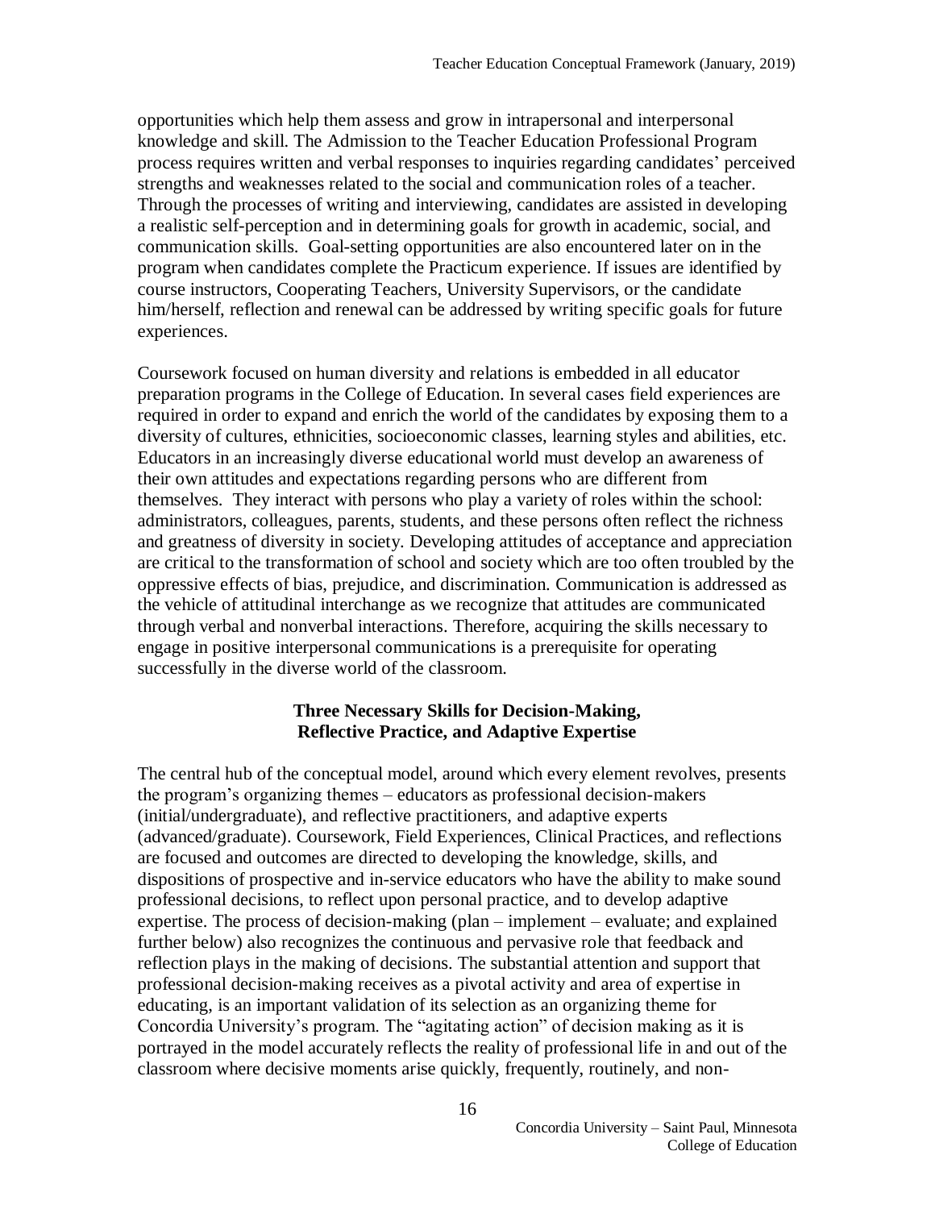opportunities which help them assess and grow in intrapersonal and interpersonal knowledge and skill. The Admission to the Teacher Education Professional Program process requires written and verbal responses to inquiries regarding candidates' perceived strengths and weaknesses related to the social and communication roles of a teacher. Through the processes of writing and interviewing, candidates are assisted in developing a realistic self-perception and in determining goals for growth in academic, social, and communication skills. Goal-setting opportunities are also encountered later on in the program when candidates complete the Practicum experience. If issues are identified by course instructors, Cooperating Teachers, University Supervisors, or the candidate him/herself, reflection and renewal can be addressed by writing specific goals for future experiences.

Coursework focused on human diversity and relations is embedded in all educator preparation programs in the College of Education. In several cases field experiences are required in order to expand and enrich the world of the candidates by exposing them to a diversity of cultures, ethnicities, socioeconomic classes, learning styles and abilities, etc. Educators in an increasingly diverse educational world must develop an awareness of their own attitudes and expectations regarding persons who are different from themselves. They interact with persons who play a variety of roles within the school: administrators, colleagues, parents, students, and these persons often reflect the richness and greatness of diversity in society. Developing attitudes of acceptance and appreciation are critical to the transformation of school and society which are too often troubled by the oppressive effects of bias, prejudice, and discrimination. Communication is addressed as the vehicle of attitudinal interchange as we recognize that attitudes are communicated through verbal and nonverbal interactions. Therefore, acquiring the skills necessary to engage in positive interpersonal communications is a prerequisite for operating successfully in the diverse world of the classroom.

### Three Necessary Skills for Decision-Making, Reflective Practice, and Adaptive Expertise

The central hub of the conceptual model, around which every element revolves, presents the program's organizing themes – educators as professional decision-makers (initial/undergraduate), and reflective practitioners, and adaptive experts (advanced/graduate). Coursework, Field Experiences, Clinical Practices, and reflections are focused and outcomes are directed to developing the knowledge, skills, and dispositions of prospective and in-service educators who have the ability to make sound professional decisions, to reflect upon personal practice, and to develop adaptive expertise. The process of decision-making (plan – implement – evaluate; and explained further below) also recognizes the continuous and pervasive role that feedback and reflection plays in the making of decisions. The substantial attention and support that professional decision-making receives as a pivotal activity and area of expertise in educating, is an important validation of its selection as an organizing theme for Concordia University's program. The "agitating action" of decision making as it is portrayed in the model accurately reflects the reality of professional life in and out of the classroom where decisive moments arise quickly, frequently, routinely, and non-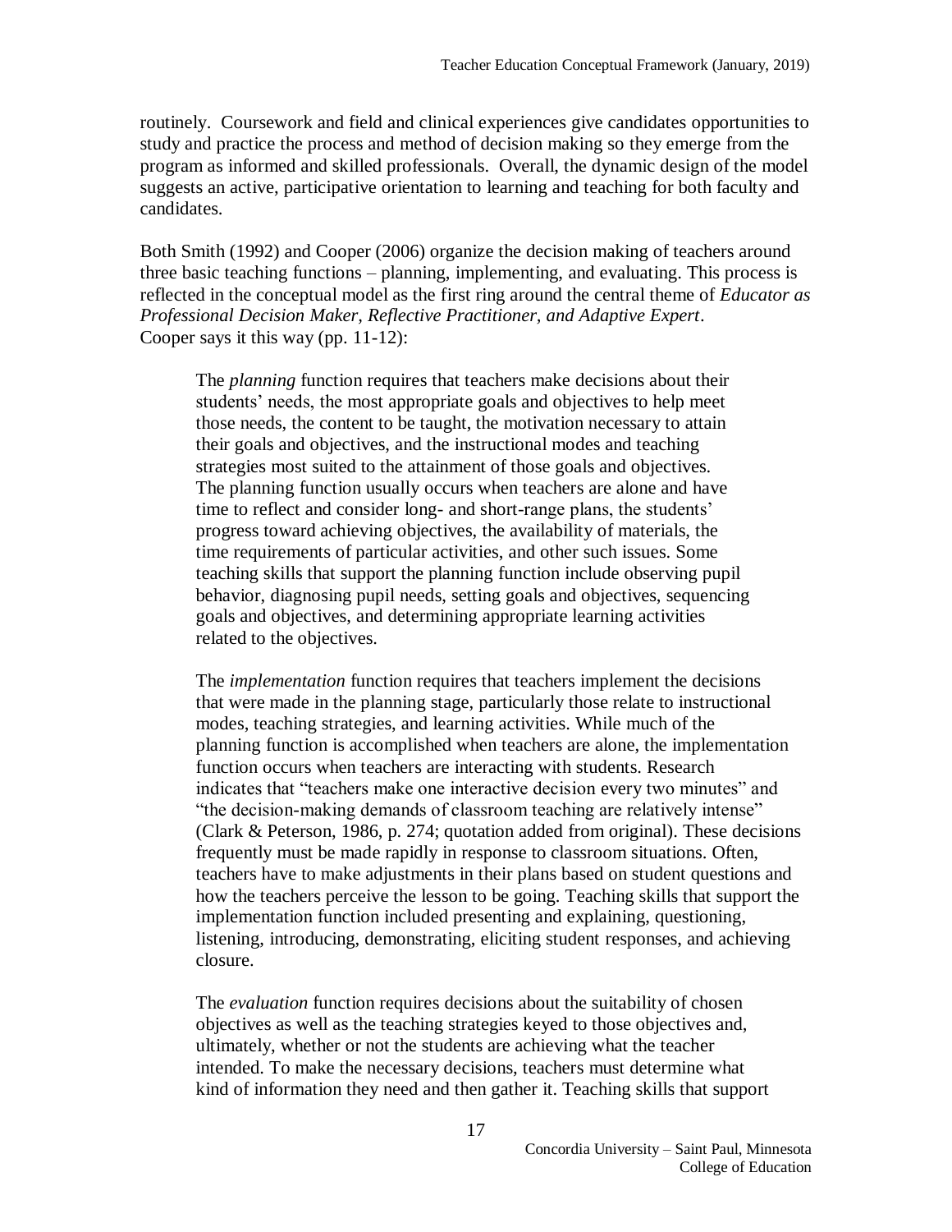routinely. Coursework and field and clinical experiences give candidates opportunities to study and practice the process and method of decision making so they emerge from the program as informed and skilled professionals. Overall, the dynamic design of the model suggests an active, participative orientation to learning and teaching for both faculty and candidates.

Both Smith (1992) and Cooper (2006) organize the decision making of teachers around three basic teaching functions – planning, implementing, and evaluating. This process is reflected in the conceptual model as the first ring around the central theme of *Educator as Professional Decision Maker, Reflective Practitioner, and Adaptive Expert*. Cooper says it this way (pp. 11-12):

> The *planning* function requires that teachers make decisions about their students' needs, the most appropriate goals and objectives to help meet those needs, the content to be taught, the motivation necessary to attain their goals and objectives, and the instructional modes and teaching strategies most suited to the attainment of those goals and objectives. The planning function usually occurs when teachers are alone and have time to reflect and consider long- and short-range plans, the students' progress toward achieving objectives, the availability of materials, the time requirements of particular activities, and other such issues. Some teaching skills that support the planning function include observing pupil behavior, diagnosing pupil needs, setting goals and objectives, sequencing goals and objectives, and determining appropriate learning activities related to the objectives.
>
> The *implementation* function requires that teachers implement the decisions that were made in the planning stage, particularly those relate to instructional modes, teaching strategies, and learning activities. While much of the planning function is accomplished when teachers are alone, the implementation function occurs when teachers are interacting with students. Research indicates that "teachers make one interactive decision every two minutes" and "the decision-making demands of classroom teaching are relatively intense" (Clark & Peterson, 1986, p. 274; quotation added from original). These decisions frequently must be made rapidly in response to classroom situations. Often, teachers have to make adjustments in their plans based on student questions and how the teachers perceive the lesson to be going. Teaching skills that support the implementation function included presenting and explaining, questioning, listening, introducing, demonstrating, eliciting student responses, and achieving closure.
>
> The *evaluation* function requires decisions about the suitability of chosen objectives as well as the teaching strategies keyed to those objectives and, ultimately, whether or not the students are achieving what the teacher intended. To make the necessary decisions, teachers must determine what kind of information they need and then gather it. Teaching skills that support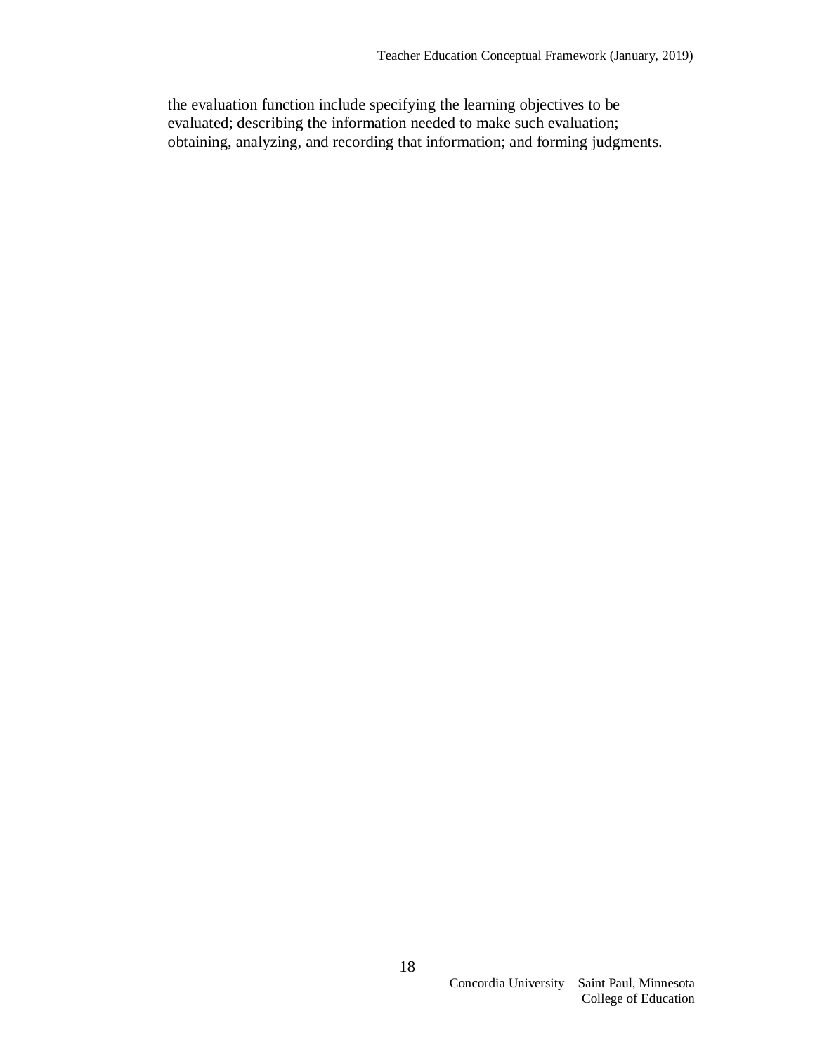the evaluation function include specifying the learning objectives to be evaluated; describing the information needed to make such evaluation; obtaining, analyzing, and recording that information; and forming judgments.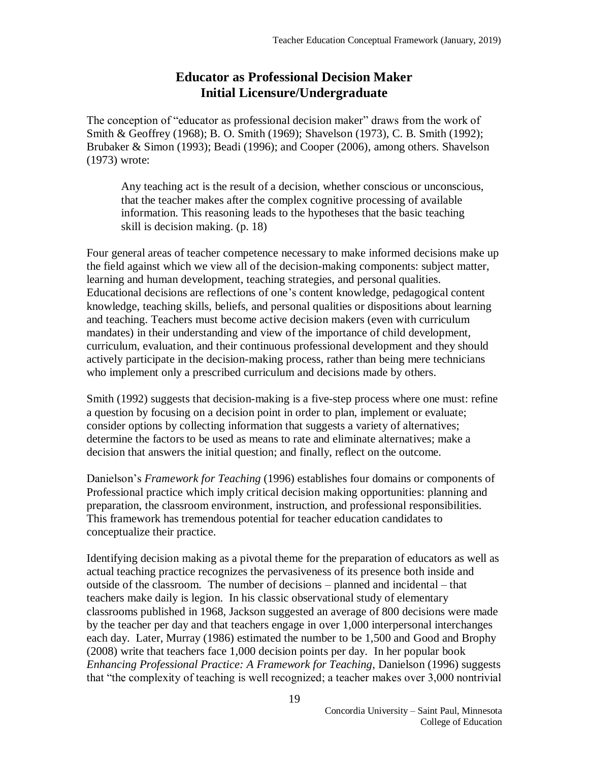## Educator as Professional Decision Maker
## Initial Licensure/Undergraduate

The conception of "educator as professional decision maker" draws from the work of Smith & Geoffrey (1968); B. O. Smith (1969); Shavelson (1973), C. B. Smith (1992); Brubaker & Simon (1993); Beadi (1996); and Cooper (2006), among others. Shavelson (1973) wrote:

> Any teaching act is the result of a decision, whether conscious or unconscious, that the teacher makes after the complex cognitive processing of available information. This reasoning leads to the hypotheses that the basic teaching skill is decision making. (p. 18)

Four general areas of teacher competence necessary to make informed decisions make up the field against which we view all of the decision-making components: subject matter, learning and human development, teaching strategies, and personal qualities. Educational decisions are reflections of one's content knowledge, pedagogical content knowledge, teaching skills, beliefs, and personal qualities or dispositions about learning and teaching. Teachers must become active decision makers (even with curriculum mandates) in their understanding and view of the importance of child development, curriculum, evaluation, and their continuous professional development and they should actively participate in the decision-making process, rather than being mere technicians who implement only a prescribed curriculum and decisions made by others.

Smith (1992) suggests that decision-making is a five-step process where one must: refine a question by focusing on a decision point in order to plan, implement or evaluate; consider options by collecting information that suggests a variety of alternatives; determine the factors to be used as means to rate and eliminate alternatives; make a decision that answers the initial question; and finally, reflect on the outcome.

Danielson's *Framework for Teaching* (1996) establishes four domains or components of Professional practice which imply critical decision making opportunities: planning and preparation, the classroom environment, instruction, and professional responsibilities. This framework has tremendous potential for teacher education candidates to conceptualize their practice.

Identifying decision making as a pivotal theme for the preparation of educators as well as actual teaching practice recognizes the pervasiveness of its presence both inside and outside of the classroom. The number of decisions – planned and incidental – that teachers make daily is legion. In his classic observational study of elementary classrooms published in 1968, Jackson suggested an average of 800 decisions were made by the teacher per day and that teachers engage in over 1,000 interpersonal interchanges each day. Later, Murray (1986) estimated the number to be 1,500 and Good and Brophy (2008) write that teachers face 1,000 decision points per day. In her popular book *Enhancing Professional Practice: A Framework for Teaching*, Danielson (1996) suggests that "the complexity of teaching is well recognized; a teacher makes over 3,000 nontrivial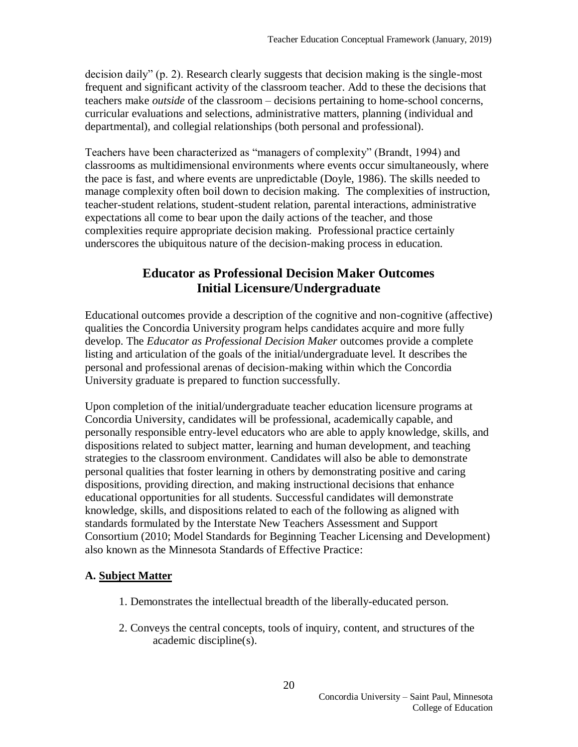decision daily" (p. 2). Research clearly suggests that decision making is the single-most frequent and significant activity of the classroom teacher. Add to these the decisions that teachers make *outside* of the classroom – decisions pertaining to home-school concerns, curricular evaluations and selections, administrative matters, planning (individual and departmental), and collegial relationships (both personal and professional).

Teachers have been characterized as "managers of complexity" (Brandt, 1994) and classrooms as multidimensional environments where events occur simultaneously, where the pace is fast, and where events are unpredictable (Doyle, 1986). The skills needed to manage complexity often boil down to decision making. The complexities of instruction, teacher-student relations, student-student relation, parental interactions, administrative expectations all come to bear upon the daily actions of the teacher, and those complexities require appropriate decision making. Professional practice certainly underscores the ubiquitous nature of the decision-making process in education.

## Educator as Professional Decision Maker Outcomes
## Initial Licensure/Undergraduate

Educational outcomes provide a description of the cognitive and non-cognitive (affective) qualities the Concordia University program helps candidates acquire and more fully develop. The *Educator as Professional Decision Maker* outcomes provide a complete listing and articulation of the goals of the initial/undergraduate level. It describes the personal and professional arenas of decision-making within which the Concordia University graduate is prepared to function successfully.

Upon completion of the initial/undergraduate teacher education licensure programs at Concordia University, candidates will be professional, academically capable, and personally responsible entry-level educators who are able to apply knowledge, skills, and dispositions related to subject matter, learning and human development, and teaching strategies to the classroom environment. Candidates will also be able to demonstrate personal qualities that foster learning in others by demonstrating positive and caring dispositions, providing direction, and making instructional decisions that enhance educational opportunities for all students. Successful candidates will demonstrate knowledge, skills, and dispositions related to each of the following as aligned with standards formulated by the Interstate New Teachers Assessment and Support Consortium (2010; Model Standards for Beginning Teacher Licensing and Development) also known as the Minnesota Standards of Effective Practice:

**A. Subject Matter**

1. Demonstrates the intellectual breadth of the liberally-educated person.
2. Conveys the central concepts, tools of inquiry, content, and structures of the academic discipline(s).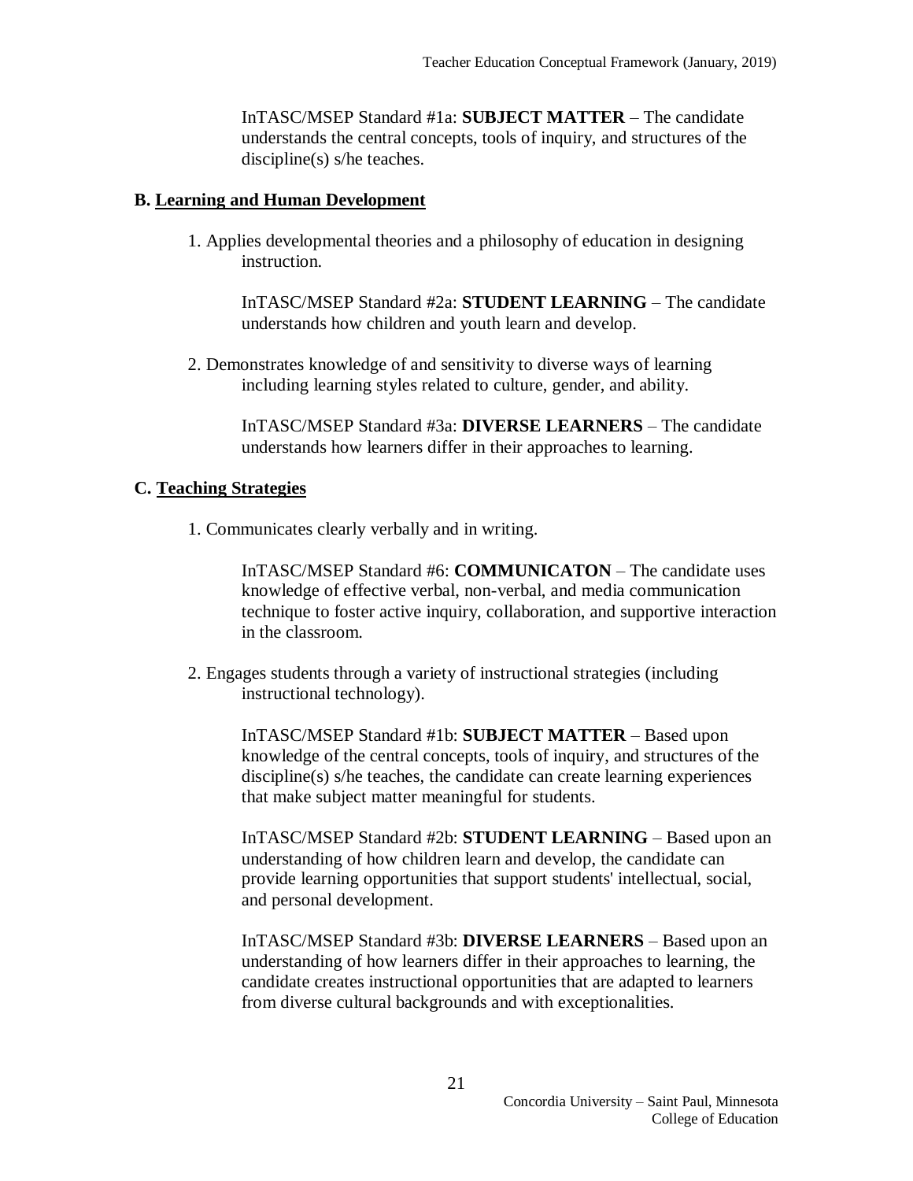InTASC/MSEP Standard #1a: **SUBJECT MATTER** – The candidate understands the central concepts, tools of inquiry, and structures of the discipline(s) s/he teaches.

### B. Learning and Human Development

1. Applies developmental theories and a philosophy of education in designing instruction.

   InTASC/MSEP Standard #2a: **STUDENT LEARNING** – The candidate understands how children and youth learn and develop.

2. Demonstrates knowledge of and sensitivity to diverse ways of learning including learning styles related to culture, gender, and ability.

   InTASC/MSEP Standard #3a: **DIVERSE LEARNERS** – The candidate understands how learners differ in their approaches to learning.

### C. Teaching Strategies

1. Communicates clearly verbally and in writing.

   InTASC/MSEP Standard #6: **COMMUNICATON** – The candidate uses knowledge of effective verbal, non-verbal, and media communication technique to foster active inquiry, collaboration, and supportive interaction in the classroom.

2. Engages students through a variety of instructional strategies (including instructional technology).

   InTASC/MSEP Standard #1b: **SUBJECT MATTER** – Based upon knowledge of the central concepts, tools of inquiry, and structures of the discipline(s) s/he teaches, the candidate can create learning experiences that make subject matter meaningful for students.

   InTASC/MSEP Standard #2b: **STUDENT LEARNING** – Based upon an understanding of how children learn and develop, the candidate can provide learning opportunities that support students' intellectual, social, and personal development.

   InTASC/MSEP Standard #3b: **DIVERSE LEARNERS** – Based upon an understanding of how learners differ in their approaches to learning, the candidate creates instructional opportunities that are adapted to learners from diverse cultural backgrounds and with exceptionalities.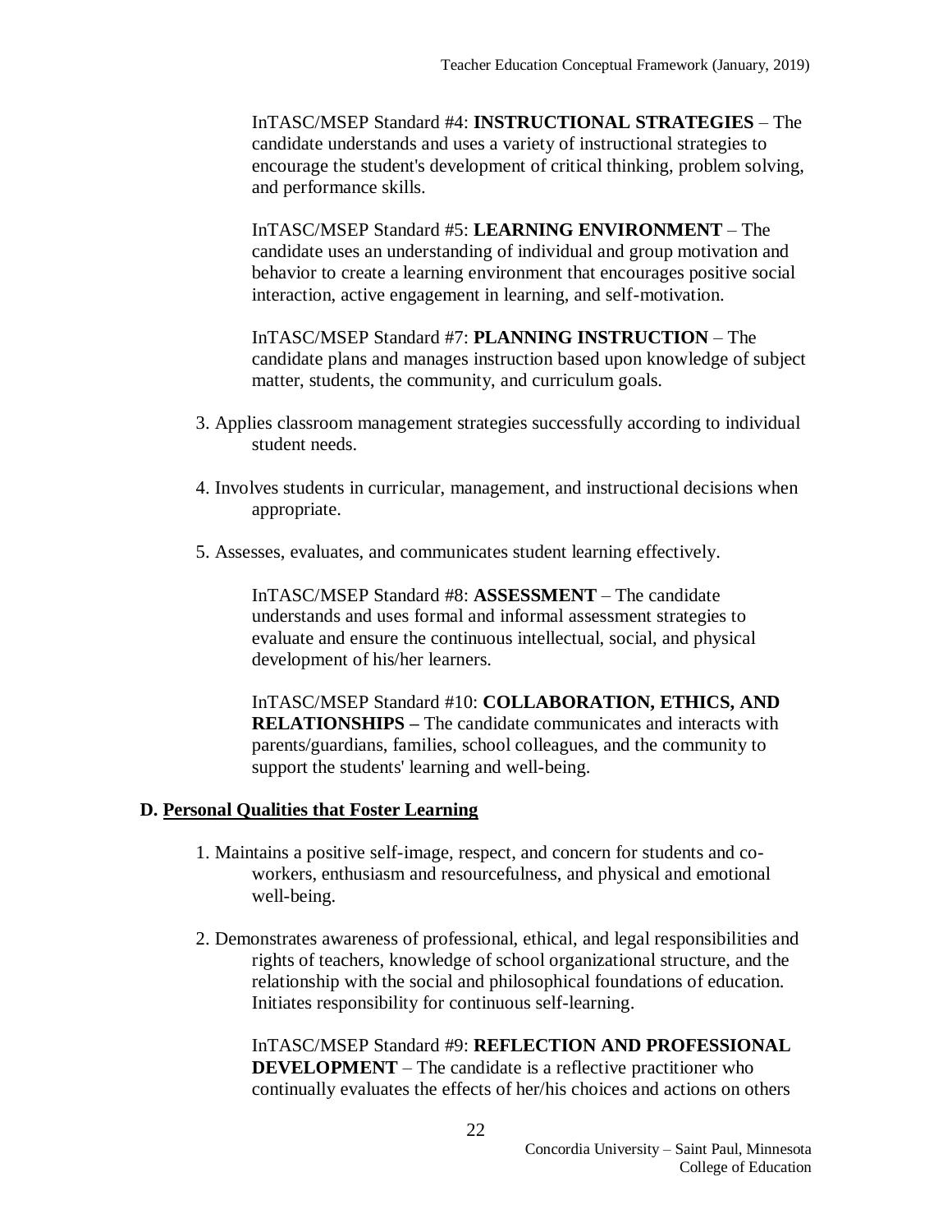InTASC/MSEP Standard #4: **INSTRUCTIONAL STRATEGIES** – The candidate understands and uses a variety of instructional strategies to encourage the student's development of critical thinking, problem solving, and performance skills.

InTASC/MSEP Standard #5: **LEARNING ENVIRONMENT** – The candidate uses an understanding of individual and group motivation and behavior to create a learning environment that encourages positive social interaction, active engagement in learning, and self-motivation.

InTASC/MSEP Standard #7: **PLANNING INSTRUCTION** – The candidate plans and manages instruction based upon knowledge of subject matter, students, the community, and curriculum goals.

3. Applies classroom management strategies successfully according to individual student needs.

4. Involves students in curricular, management, and instructional decisions when appropriate.

5. Assesses, evaluates, and communicates student learning effectively.

    InTASC/MSEP Standard #8: **ASSESSMENT** – The candidate understands and uses formal and informal assessment strategies to evaluate and ensure the continuous intellectual, social, and physical development of his/her learners.

    InTASC/MSEP Standard #10: **COLLABORATION, ETHICS, AND RELATIONSHIPS –** The candidate communicates and interacts with parents/guardians, families, school colleagues, and the community to support the students' learning and well-being.

**D. Personal Qualities that Foster Learning**

1. Maintains a positive self-image, respect, and concern for students and co-workers, enthusiasm and resourcefulness, and physical and emotional well-being.

2. Demonstrates awareness of professional, ethical, and legal responsibilities and rights of teachers, knowledge of school organizational structure, and the relationship with the social and philosophical foundations of education. Initiates responsibility for continuous self-learning.

    InTASC/MSEP Standard #9: **REFLECTION AND PROFESSIONAL DEVELOPMENT** – The candidate is a reflective practitioner who continually evaluates the effects of her/his choices and actions on others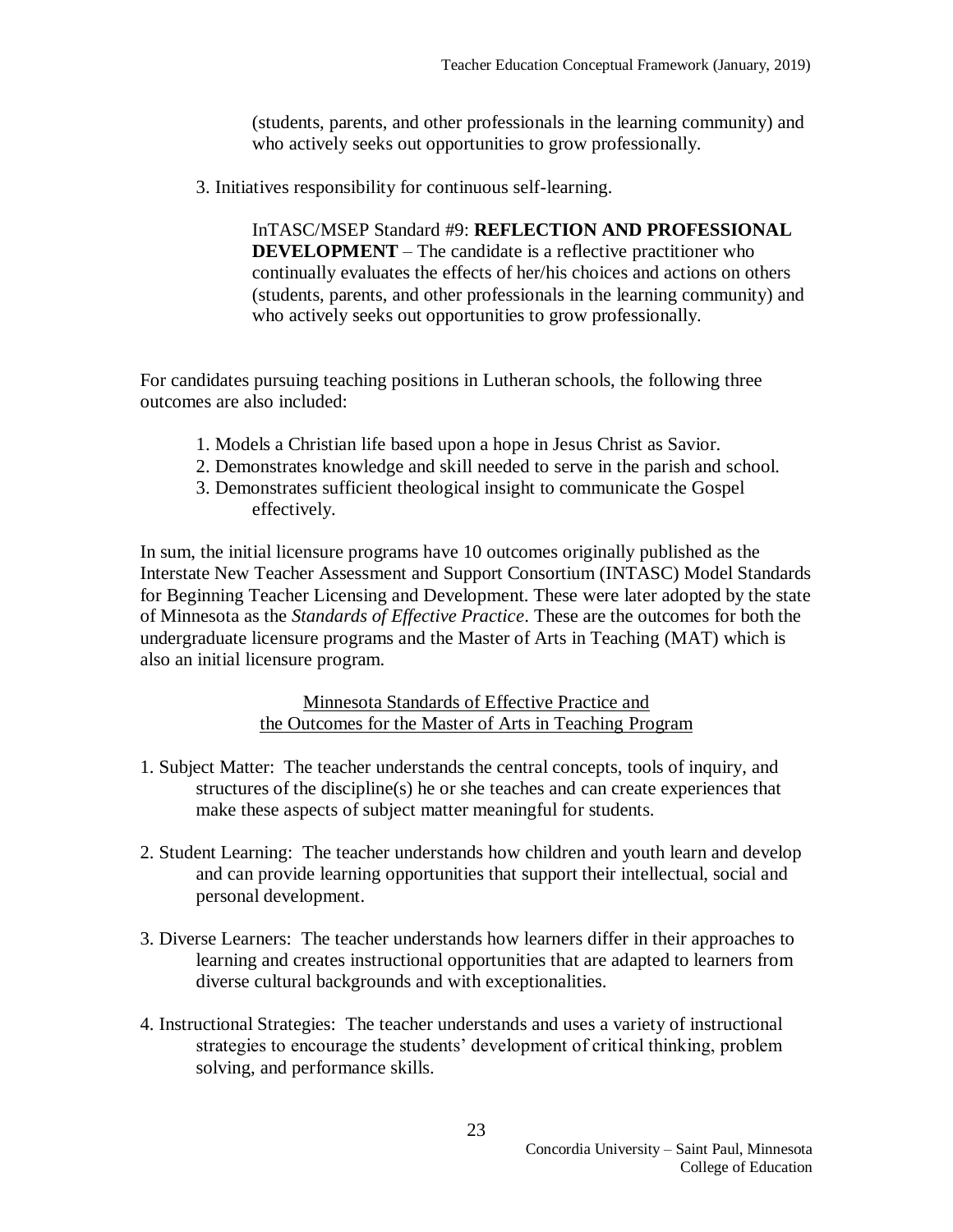(students, parents, and other professionals in the learning community) and who actively seeks out opportunities to grow professionally.

3. Initiatives responsibility for continuous self-learning.

    InTASC/MSEP Standard #9: **REFLECTION AND PROFESSIONAL DEVELOPMENT** – The candidate is a reflective practitioner who continually evaluates the effects of her/his choices and actions on others (students, parents, and other professionals in the learning community) and who actively seeks out opportunities to grow professionally.

For candidates pursuing teaching positions in Lutheran schools, the following three outcomes are also included:

1. Models a Christian life based upon a hope in Jesus Christ as Savior.
2. Demonstrates knowledge and skill needed to serve in the parish and school.
3. Demonstrates sufficient theological insight to communicate the Gospel effectively.

In sum, the initial licensure programs have 10 outcomes originally published as the Interstate New Teacher Assessment and Support Consortium (INTASC) Model Standards for Beginning Teacher Licensing and Development. These were later adopted by the state of Minnesota as the *Standards of Effective Practice*. These are the outcomes for both the undergraduate licensure programs and the Master of Arts in Teaching (MAT) which is also an initial licensure program.

<u>Minnesota Standards of Effective Practice and the Outcomes for the Master of Arts in Teaching Program</u>

1. Subject Matter: The teacher understands the central concepts, tools of inquiry, and structures of the discipline(s) he or she teaches and can create experiences that make these aspects of subject matter meaningful for students.

2. Student Learning: The teacher understands how children and youth learn and develop and can provide learning opportunities that support their intellectual, social and personal development.

3. Diverse Learners: The teacher understands how learners differ in their approaches to learning and creates instructional opportunities that are adapted to learners from diverse cultural backgrounds and with exceptionalities.

4. Instructional Strategies: The teacher understands and uses a variety of instructional strategies to encourage the students' development of critical thinking, problem solving, and performance skills.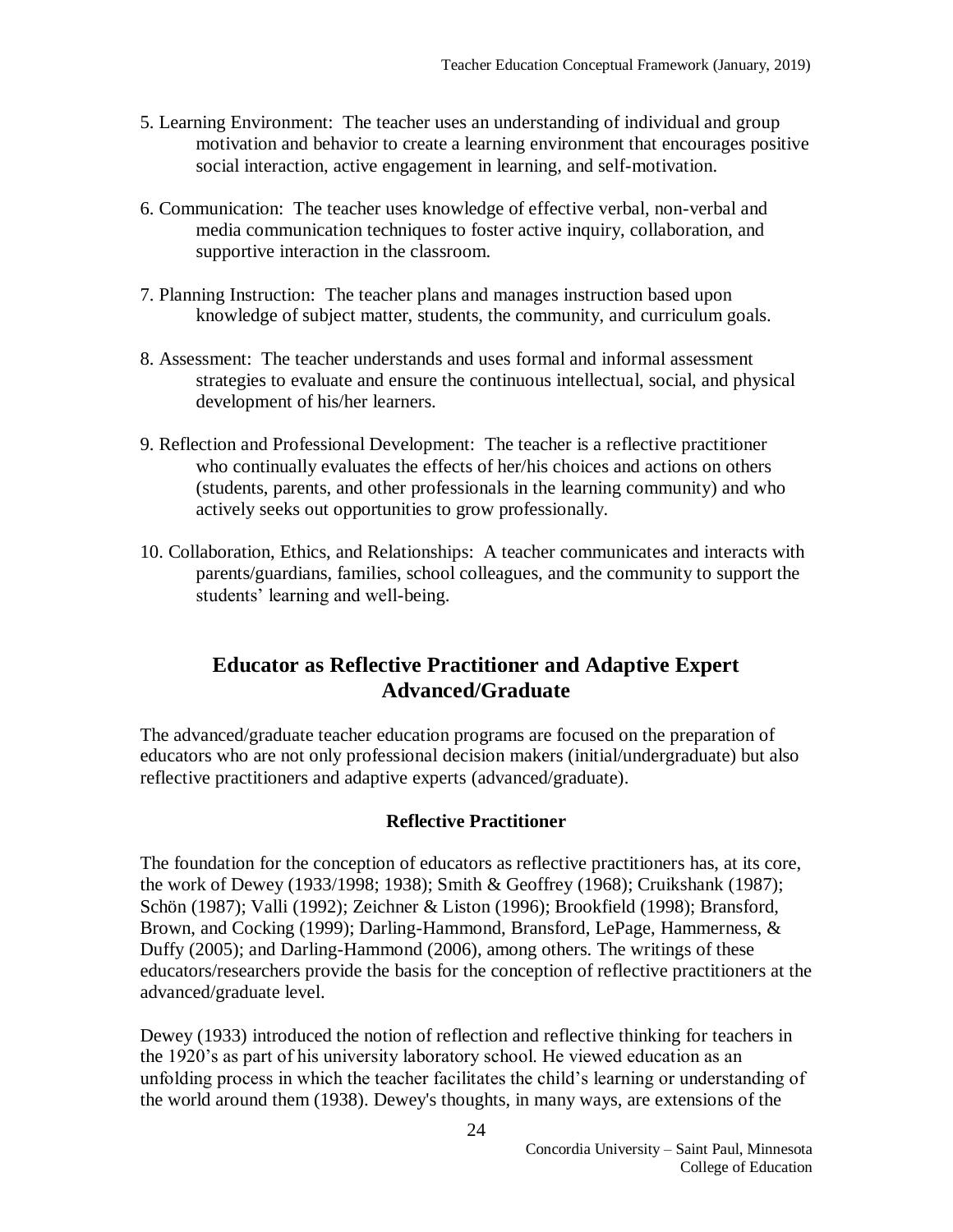5. Learning Environment: The teacher uses an understanding of individual and group motivation and behavior to create a learning environment that encourages positive social interaction, active engagement in learning, and self-motivation.

6. Communication: The teacher uses knowledge of effective verbal, non-verbal and media communication techniques to foster active inquiry, collaboration, and supportive interaction in the classroom.

7. Planning Instruction: The teacher plans and manages instruction based upon knowledge of subject matter, students, the community, and curriculum goals.

8. Assessment: The teacher understands and uses formal and informal assessment strategies to evaluate and ensure the continuous intellectual, social, and physical development of his/her learners.

9. Reflection and Professional Development: The teacher is a reflective practitioner who continually evaluates the effects of her/his choices and actions on others (students, parents, and other professionals in the learning community) and who actively seeks out opportunities to grow professionally.

10. Collaboration, Ethics, and Relationships: A teacher communicates and interacts with parents/guardians, families, school colleagues, and the community to support the students' learning and well-being.

## Educator as Reflective Practitioner and Adaptive Expert Advanced/Graduate

The advanced/graduate teacher education programs are focused on the preparation of educators who are not only professional decision makers (initial/undergraduate) but also reflective practitioners and adaptive experts (advanced/graduate).

### Reflective Practitioner

The foundation for the conception of educators as reflective practitioners has, at its core, the work of Dewey (1933/1998; 1938); Smith & Geoffrey (1968); Cruikshank (1987); Schön (1987); Valli (1992); Zeichner & Liston (1996); Brookfield (1998); Bransford, Brown, and Cocking (1999); Darling-Hammond, Bransford, LePage, Hammerness, & Duffy (2005); and Darling-Hammond (2006), among others. The writings of these educators/researchers provide the basis for the conception of reflective practitioners at the advanced/graduate level.

Dewey (1933) introduced the notion of reflection and reflective thinking for teachers in the 1920's as part of his university laboratory school. He viewed education as an unfolding process in which the teacher facilitates the child's learning or understanding of the world around them (1938). Dewey's thoughts, in many ways, are extensions of the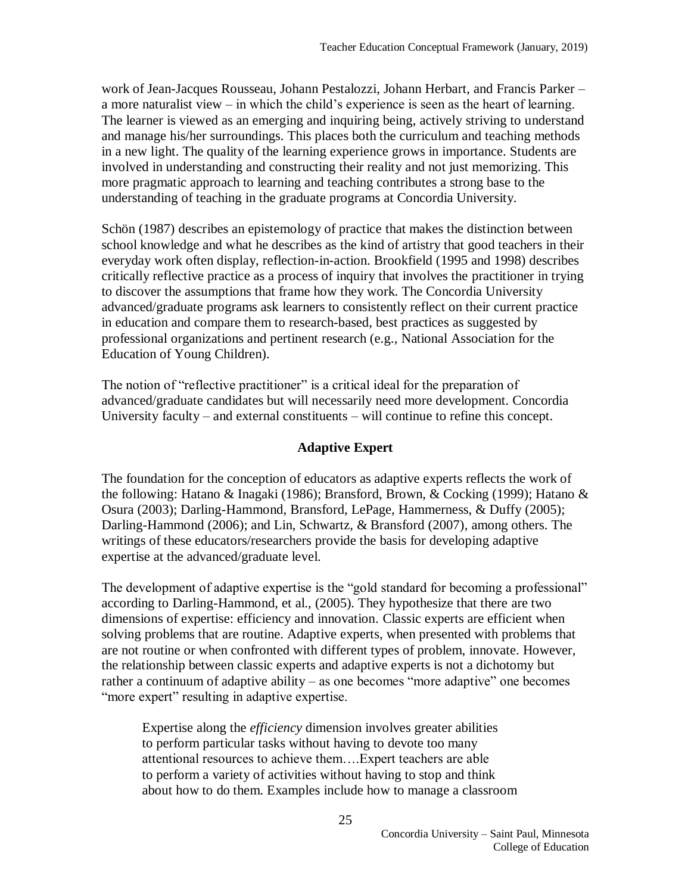work of Jean-Jacques Rousseau, Johann Pestalozzi, Johann Herbart, and Francis Parker – a more naturalist view – in which the child's experience is seen as the heart of learning. The learner is viewed as an emerging and inquiring being, actively striving to understand and manage his/her surroundings. This places both the curriculum and teaching methods in a new light. The quality of the learning experience grows in importance. Students are involved in understanding and constructing their reality and not just memorizing. This more pragmatic approach to learning and teaching contributes a strong base to the understanding of teaching in the graduate programs at Concordia University.

Schön (1987) describes an epistemology of practice that makes the distinction between school knowledge and what he describes as the kind of artistry that good teachers in their everyday work often display, reflection-in-action. Brookfield (1995 and 1998) describes critically reflective practice as a process of inquiry that involves the practitioner in trying to discover the assumptions that frame how they work. The Concordia University advanced/graduate programs ask learners to consistently reflect on their current practice in education and compare them to research-based, best practices as suggested by professional organizations and pertinent research (e.g., National Association for the Education of Young Children).

The notion of "reflective practitioner" is a critical ideal for the preparation of advanced/graduate candidates but will necessarily need more development. Concordia University faculty – and external constituents – will continue to refine this concept.

## Adaptive Expert

The foundation for the conception of educators as adaptive experts reflects the work of the following: Hatano & Inagaki (1986); Bransford, Brown, & Cocking (1999); Hatano & Osura (2003); Darling-Hammond, Bransford, LePage, Hammerness, & Duffy (2005); Darling-Hammond (2006); and Lin, Schwartz, & Bransford (2007), among others. The writings of these educators/researchers provide the basis for developing adaptive expertise at the advanced/graduate level.

The development of adaptive expertise is the "gold standard for becoming a professional" according to Darling-Hammond, et al., (2005). They hypothesize that there are two dimensions of expertise: efficiency and innovation. Classic experts are efficient when solving problems that are routine. Adaptive experts, when presented with problems that are not routine or when confronted with different types of problem, innovate. However, the relationship between classic experts and adaptive experts is not a dichotomy but rather a continuum of adaptive ability – as one becomes "more adaptive" one becomes "more expert" resulting in adaptive expertise.

> Expertise along the *efficiency* dimension involves greater abilities to perform particular tasks without having to devote too many attentional resources to achieve them….Expert teachers are able to perform a variety of activities without having to stop and think about how to do them. Examples include how to manage a classroom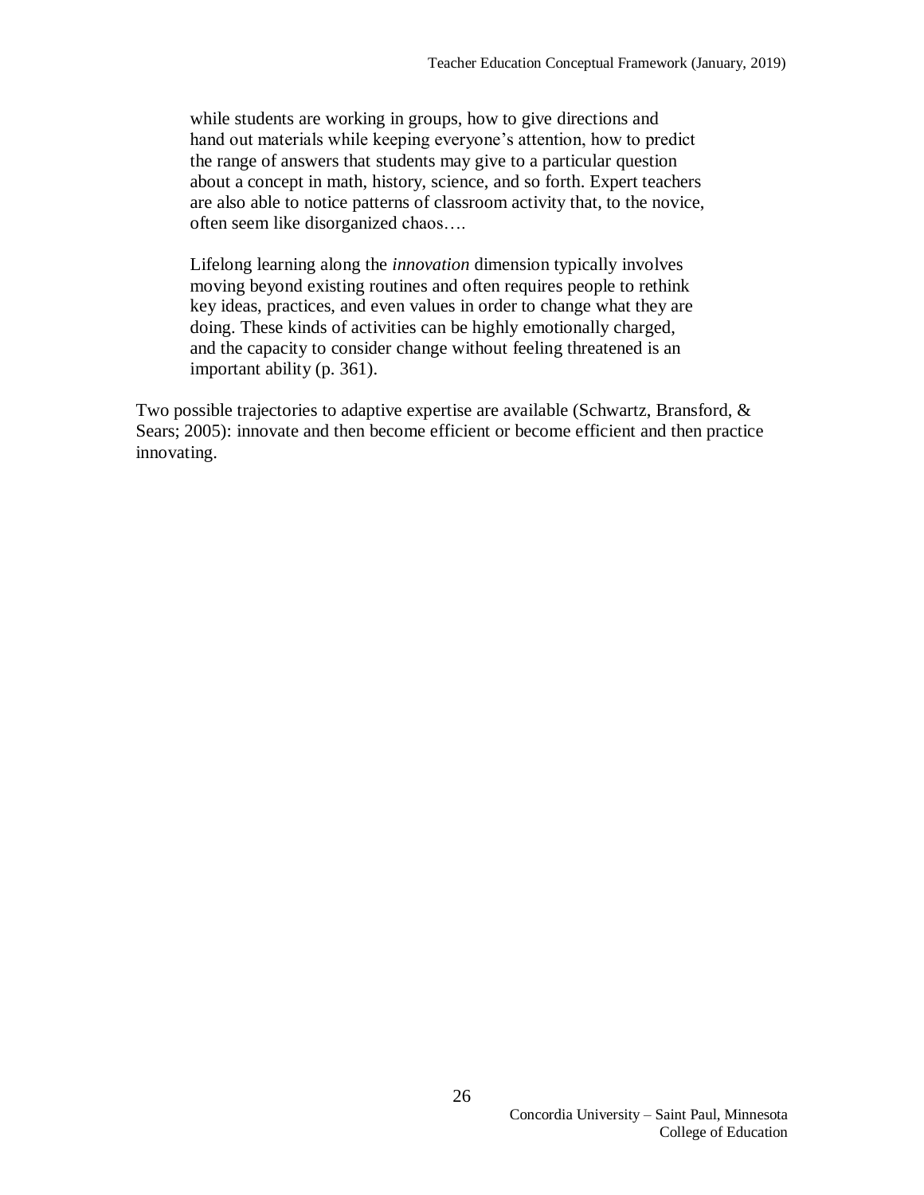> while students are working in groups, how to give directions and hand out materials while keeping everyone's attention, how to predict the range of answers that students may give to a particular question about a concept in math, history, science, and so forth. Expert teachers are also able to notice patterns of classroom activity that, to the novice, often seem like disorganized chaos….
>
> Lifelong learning along the *innovation* dimension typically involves moving beyond existing routines and often requires people to rethink key ideas, practices, and even values in order to change what they are doing. These kinds of activities can be highly emotionally charged, and the capacity to consider change without feeling threatened is an important ability (p. 361).

Two possible trajectories to adaptive expertise are available (Schwartz, Bransford, & Sears; 2005): innovate and then become efficient or become efficient and then practice innovating.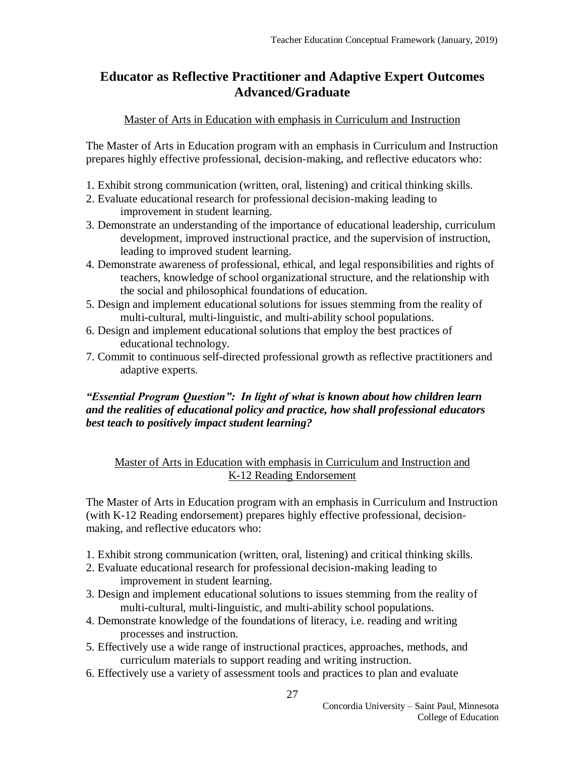# Educator as Reflective Practitioner and Adaptive Expert Outcomes Advanced/Graduate

<u>Master of Arts in Education with emphasis in Curriculum and Instruction</u>

The Master of Arts in Education program with an emphasis in Curriculum and Instruction prepares highly effective professional, decision-making, and reflective educators who:

1. Exhibit strong communication (written, oral, listening) and critical thinking skills.
2. Evaluate educational research for professional decision-making leading to improvement in student learning.
3. Demonstrate an understanding of the importance of educational leadership, curriculum development, improved instructional practice, and the supervision of instruction, leading to improved student learning.
4. Demonstrate awareness of professional, ethical, and legal responsibilities and rights of teachers, knowledge of school organizational structure, and the relationship with the social and philosophical foundations of education.
5. Design and implement educational solutions for issues stemming from the reality of multi-cultural, multi-linguistic, and multi-ability school populations.
6. Design and implement educational solutions that employ the best practices of educational technology.
7. Commit to continuous self-directed professional growth as reflective practitioners and adaptive experts.

***"Essential Program Question": In light of what is known about how children learn and the realities of educational policy and practice, how shall professional educators best teach to positively impact student learning?***

<u>Master of Arts in Education with emphasis in Curriculum and Instruction and K-12 Reading Endorsement</u>

The Master of Arts in Education program with an emphasis in Curriculum and Instruction (with K-12 Reading endorsement) prepares highly effective professional, decision-making, and reflective educators who:

1. Exhibit strong communication (written, oral, listening) and critical thinking skills.
2. Evaluate educational research for professional decision-making leading to improvement in student learning.
3. Design and implement educational solutions to issues stemming from the reality of multi-cultural, multi-linguistic, and multi-ability school populations.
4. Demonstrate knowledge of the foundations of literacy, i.e. reading and writing processes and instruction.
5. Effectively use a wide range of instructional practices, approaches, methods, and curriculum materials to support reading and writing instruction.
6. Effectively use a variety of assessment tools and practices to plan and evaluate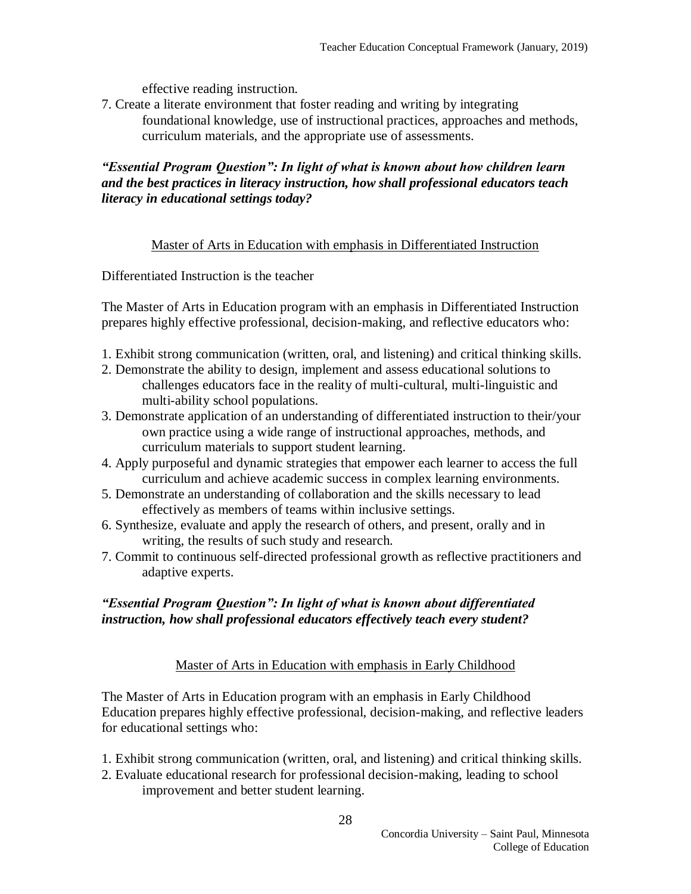effective reading instruction.

7. Create a literate environment that foster reading and writing by integrating foundational knowledge, use of instructional practices, approaches and methods, curriculum materials, and the appropriate use of assessments.

***"Essential Program Question": In light of what is known about how children learn and the best practices in literacy instruction, how shall professional educators teach literacy in educational settings today?***

<u>Master of Arts in Education with emphasis in Differentiated Instruction</u>

Differentiated Instruction is the teacher

The Master of Arts in Education program with an emphasis in Differentiated Instruction prepares highly effective professional, decision-making, and reflective educators who:

1. Exhibit strong communication (written, oral, and listening) and critical thinking skills.
2. Demonstrate the ability to design, implement and assess educational solutions to challenges educators face in the reality of multi-cultural, multi-linguistic and multi-ability school populations.
3. Demonstrate application of an understanding of differentiated instruction to their/your own practice using a wide range of instructional approaches, methods, and curriculum materials to support student learning.
4. Apply purposeful and dynamic strategies that empower each learner to access the full curriculum and achieve academic success in complex learning environments.
5. Demonstrate an understanding of collaboration and the skills necessary to lead effectively as members of teams within inclusive settings.
6. Synthesize, evaluate and apply the research of others, and present, orally and in writing, the results of such study and research.
7. Commit to continuous self-directed professional growth as reflective practitioners and adaptive experts.

***"Essential Program Question": In light of what is known about differentiated instruction, how shall professional educators effectively teach every student?***

<u>Master of Arts in Education with emphasis in Early Childhood</u>

The Master of Arts in Education program with an emphasis in Early Childhood Education prepares highly effective professional, decision-making, and reflective leaders for educational settings who:

1. Exhibit strong communication (written, oral, and listening) and critical thinking skills.
2. Evaluate educational research for professional decision-making, leading to school improvement and better student learning.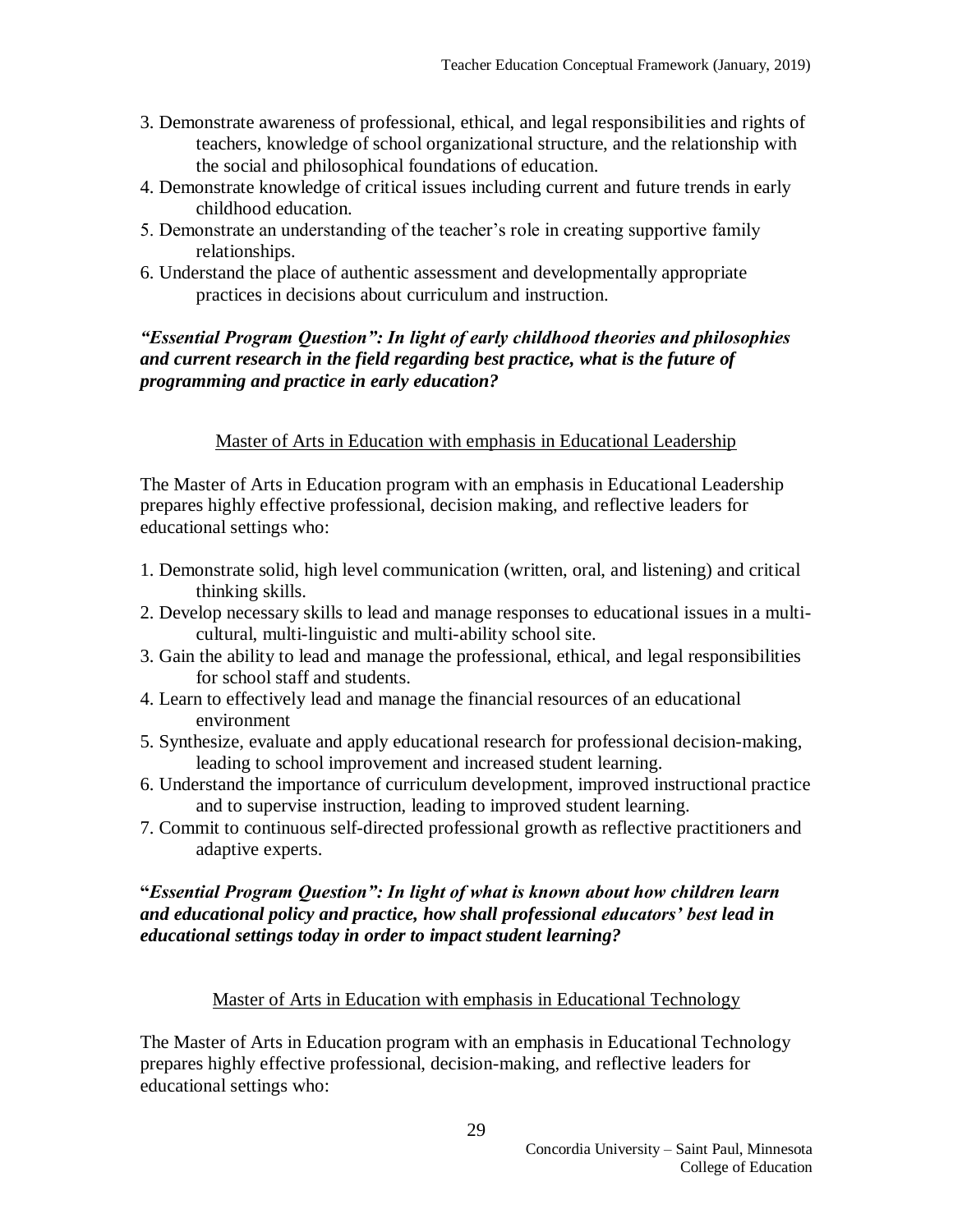3. Demonstrate awareness of professional, ethical, and legal responsibilities and rights of teachers, knowledge of school organizational structure, and the relationship with the social and philosophical foundations of education.
4. Demonstrate knowledge of critical issues including current and future trends in early childhood education.
5. Demonstrate an understanding of the teacher's role in creating supportive family relationships.
6. Understand the place of authentic assessment and developmentally appropriate practices in decisions about curriculum and instruction.

***"Essential Program Question": In light of early childhood theories and philosophies and current research in the field regarding best practice, what is the future of programming and practice in early education?***

<u>Master of Arts in Education with emphasis in Educational Leadership</u>

The Master of Arts in Education program with an emphasis in Educational Leadership prepares highly effective professional, decision making, and reflective leaders for educational settings who:

1. Demonstrate solid, high level communication (written, oral, and listening) and critical thinking skills.
2. Develop necessary skills to lead and manage responses to educational issues in a multi-cultural, multi-linguistic and multi-ability school site.
3. Gain the ability to lead and manage the professional, ethical, and legal responsibilities for school staff and students.
4. Learn to effectively lead and manage the financial resources of an educational environment
5. Synthesize, evaluate and apply educational research for professional decision-making, leading to school improvement and increased student learning.
6. Understand the importance of curriculum development, improved instructional practice and to supervise instruction, leading to improved student learning.
7. Commit to continuous self-directed professional growth as reflective practitioners and adaptive experts.

**"*Essential Program Question": In light of what is known about how children learn and educational policy and practice, how shall professional educators' best lead in educational settings today in order to impact student learning?***

<u>Master of Arts in Education with emphasis in Educational Technology</u>

The Master of Arts in Education program with an emphasis in Educational Technology prepares highly effective professional, decision-making, and reflective leaders for educational settings who: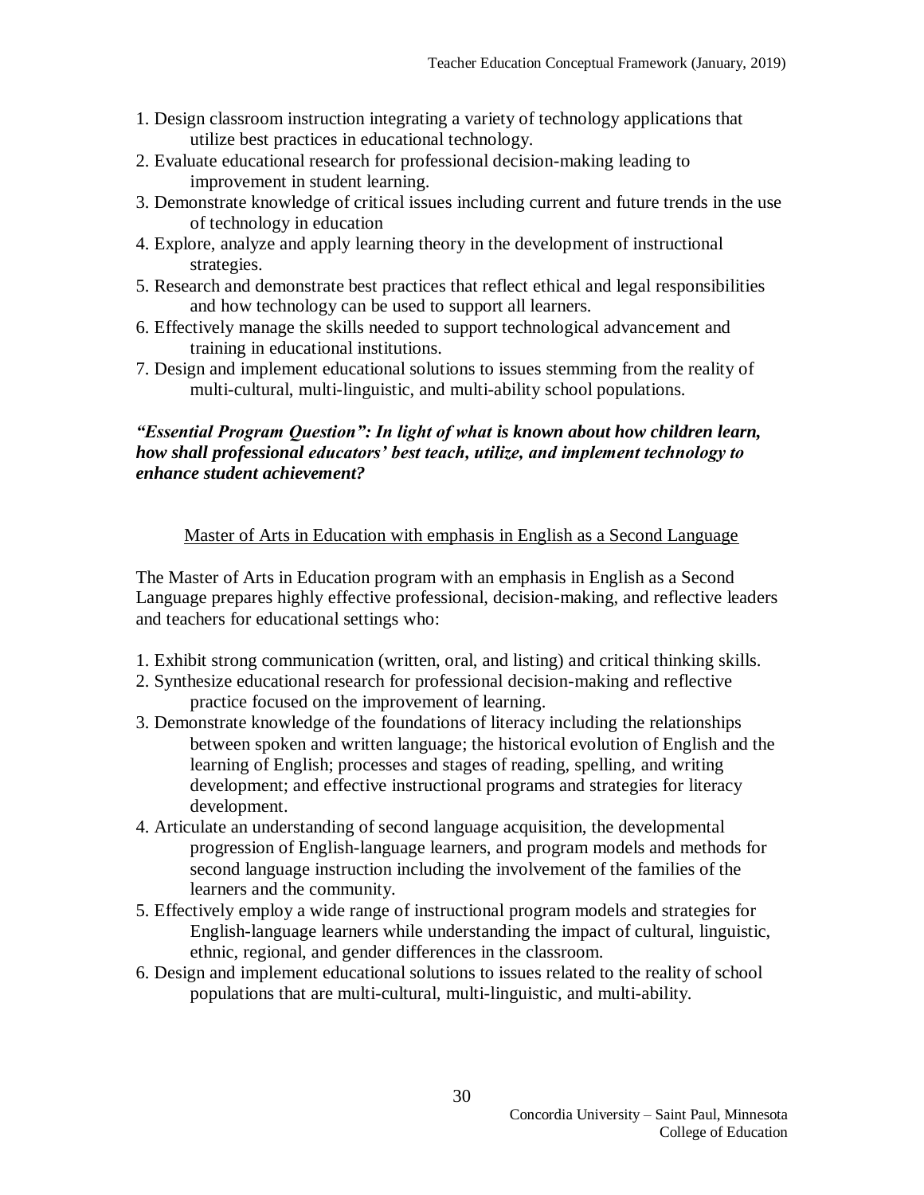1. Design classroom instruction integrating a variety of technology applications that utilize best practices in educational technology.
2. Evaluate educational research for professional decision-making leading to improvement in student learning.
3. Demonstrate knowledge of critical issues including current and future trends in the use of technology in education
4. Explore, analyze and apply learning theory in the development of instructional strategies.
5. Research and demonstrate best practices that reflect ethical and legal responsibilities and how technology can be used to support all learners.
6. Effectively manage the skills needed to support technological advancement and training in educational institutions.
7. Design and implement educational solutions to issues stemming from the reality of multi-cultural, multi-linguistic, and multi-ability school populations.

***"Essential Program Question": In light of what is known about how children learn, how shall professional educators' best teach, utilize, and implement technology to enhance student achievement?***

## Master of Arts in Education with emphasis in English as a Second Language

The Master of Arts in Education program with an emphasis in English as a Second Language prepares highly effective professional, decision-making, and reflective leaders and teachers for educational settings who:

1. Exhibit strong communication (written, oral, and listing) and critical thinking skills.
2. Synthesize educational research for professional decision-making and reflective practice focused on the improvement of learning.
3. Demonstrate knowledge of the foundations of literacy including the relationships between spoken and written language; the historical evolution of English and the learning of English; processes and stages of reading, spelling, and writing development; and effective instructional programs and strategies for literacy development.
4. Articulate an understanding of second language acquisition, the developmental progression of English-language learners, and program models and methods for second language instruction including the involvement of the families of the learners and the community.
5. Effectively employ a wide range of instructional program models and strategies for English-language learners while understanding the impact of cultural, linguistic, ethnic, regional, and gender differences in the classroom.
6. Design and implement educational solutions to issues related to the reality of school populations that are multi-cultural, multi-linguistic, and multi-ability.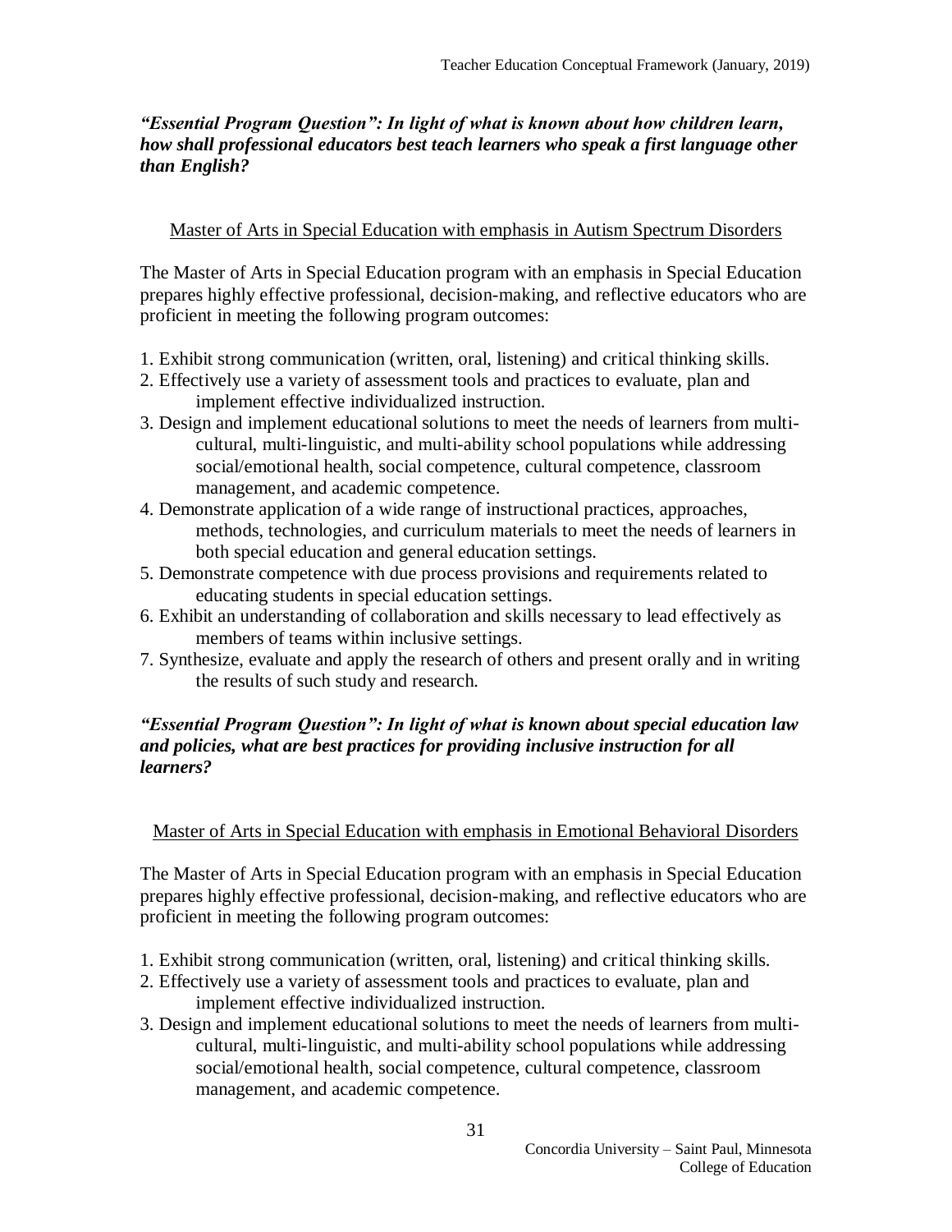***"Essential Program Question": In light of what is known about how children learn, how shall professional educators best teach learners who speak a first language other than English?***

Master of Arts in Special Education with emphasis in Autism Spectrum Disorders

The Master of Arts in Special Education program with an emphasis in Special Education prepares highly effective professional, decision-making, and reflective educators who are proficient in meeting the following program outcomes:

1. Exhibit strong communication (written, oral, listening) and critical thinking skills.
2. Effectively use a variety of assessment tools and practices to evaluate, plan and implement effective individualized instruction.
3. Design and implement educational solutions to meet the needs of learners from multi-cultural, multi-linguistic, and multi-ability school populations while addressing social/emotional health, social competence, cultural competence, classroom management, and academic competence.
4. Demonstrate application of a wide range of instructional practices, approaches, methods, technologies, and curriculum materials to meet the needs of learners in both special education and general education settings.
5. Demonstrate competence with due process provisions and requirements related to educating students in special education settings.
6. Exhibit an understanding of collaboration and skills necessary to lead effectively as members of teams within inclusive settings.
7. Synthesize, evaluate and apply the research of others and present orally and in writing the results of such study and research.

***"Essential Program Question": In light of what is known about special education law and policies, what are best practices for providing inclusive instruction for all learners?***

Master of Arts in Special Education with emphasis in Emotional Behavioral Disorders

The Master of Arts in Special Education program with an emphasis in Special Education prepares highly effective professional, decision-making, and reflective educators who are proficient in meeting the following program outcomes:

1. Exhibit strong communication (written, oral, listening) and critical thinking skills.
2. Effectively use a variety of assessment tools and practices to evaluate, plan and implement effective individualized instruction.
3. Design and implement educational solutions to meet the needs of learners from multi-cultural, multi-linguistic, and multi-ability school populations while addressing social/emotional health, social competence, cultural competence, classroom management, and academic competence.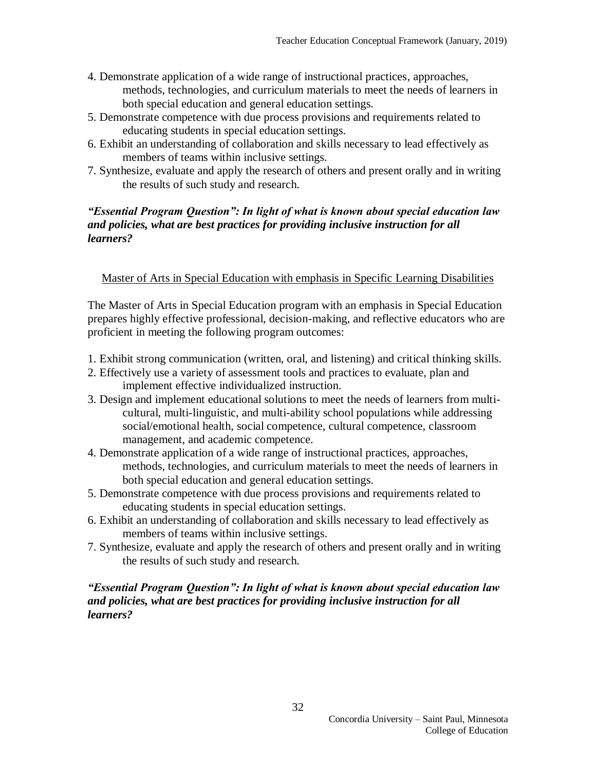4. Demonstrate application of a wide range of instructional practices, approaches, methods, technologies, and curriculum materials to meet the needs of learners in both special education and general education settings.
5. Demonstrate competence with due process provisions and requirements related to educating students in special education settings.
6. Exhibit an understanding of collaboration and skills necessary to lead effectively as members of teams within inclusive settings.
7. Synthesize, evaluate and apply the research of others and present orally and in writing the results of such study and research.

***"Essential Program Question": In light of what is known about special education law and policies, what are best practices for providing inclusive instruction for all learners?***

<u>Master of Arts in Special Education with emphasis in Specific Learning Disabilities</u>

The Master of Arts in Special Education program with an emphasis in Special Education prepares highly effective professional, decision-making, and reflective educators who are proficient in meeting the following program outcomes:

1. Exhibit strong communication (written, oral, and listening) and critical thinking skills.
2. Effectively use a variety of assessment tools and practices to evaluate, plan and implement effective individualized instruction.
3. Design and implement educational solutions to meet the needs of learners from multi-cultural, multi-linguistic, and multi-ability school populations while addressing social/emotional health, social competence, cultural competence, classroom management, and academic competence.
4. Demonstrate application of a wide range of instructional practices, approaches, methods, technologies, and curriculum materials to meet the needs of learners in both special education and general education settings.
5. Demonstrate competence with due process provisions and requirements related to educating students in special education settings.
6. Exhibit an understanding of collaboration and skills necessary to lead effectively as members of teams within inclusive settings.
7. Synthesize, evaluate and apply the research of others and present orally and in writing the results of such study and research.

***"Essential Program Question": In light of what is known about special education law and policies, what are best practices for providing inclusive instruction for all learners?***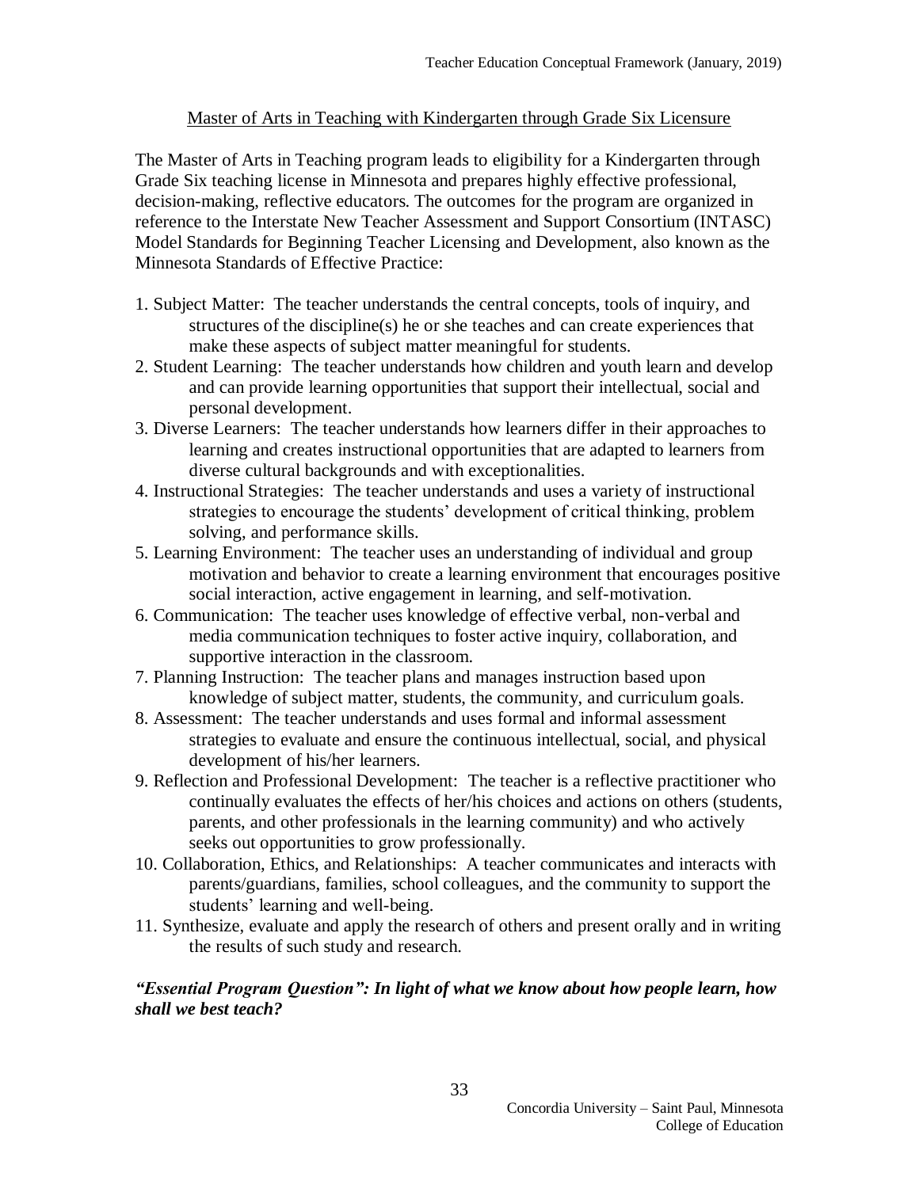## Master of Arts in Teaching with Kindergarten through Grade Six Licensure

The Master of Arts in Teaching program leads to eligibility for a Kindergarten through Grade Six teaching license in Minnesota and prepares highly effective professional, decision-making, reflective educators. The outcomes for the program are organized in reference to the Interstate New Teacher Assessment and Support Consortium (INTASC) Model Standards for Beginning Teacher Licensing and Development, also known as the Minnesota Standards of Effective Practice:

1. Subject Matter: The teacher understands the central concepts, tools of inquiry, and structures of the discipline(s) he or she teaches and can create experiences that make these aspects of subject matter meaningful for students.
2. Student Learning: The teacher understands how children and youth learn and develop and can provide learning opportunities that support their intellectual, social and personal development.
3. Diverse Learners: The teacher understands how learners differ in their approaches to learning and creates instructional opportunities that are adapted to learners from diverse cultural backgrounds and with exceptionalities.
4. Instructional Strategies: The teacher understands and uses a variety of instructional strategies to encourage the students' development of critical thinking, problem solving, and performance skills.
5. Learning Environment: The teacher uses an understanding of individual and group motivation and behavior to create a learning environment that encourages positive social interaction, active engagement in learning, and self-motivation.
6. Communication: The teacher uses knowledge of effective verbal, non-verbal and media communication techniques to foster active inquiry, collaboration, and supportive interaction in the classroom.
7. Planning Instruction: The teacher plans and manages instruction based upon knowledge of subject matter, students, the community, and curriculum goals.
8. Assessment: The teacher understands and uses formal and informal assessment strategies to evaluate and ensure the continuous intellectual, social, and physical development of his/her learners.
9. Reflection and Professional Development: The teacher is a reflective practitioner who continually evaluates the effects of her/his choices and actions on others (students, parents, and other professionals in the learning community) and who actively seeks out opportunities to grow professionally.
10. Collaboration, Ethics, and Relationships: A teacher communicates and interacts with parents/guardians, families, school colleagues, and the community to support the students' learning and well-being.
11. Synthesize, evaluate and apply the research of others and present orally and in writing the results of such study and research.

***"Essential Program Question": In light of what we know about how people learn, how shall we best teach?***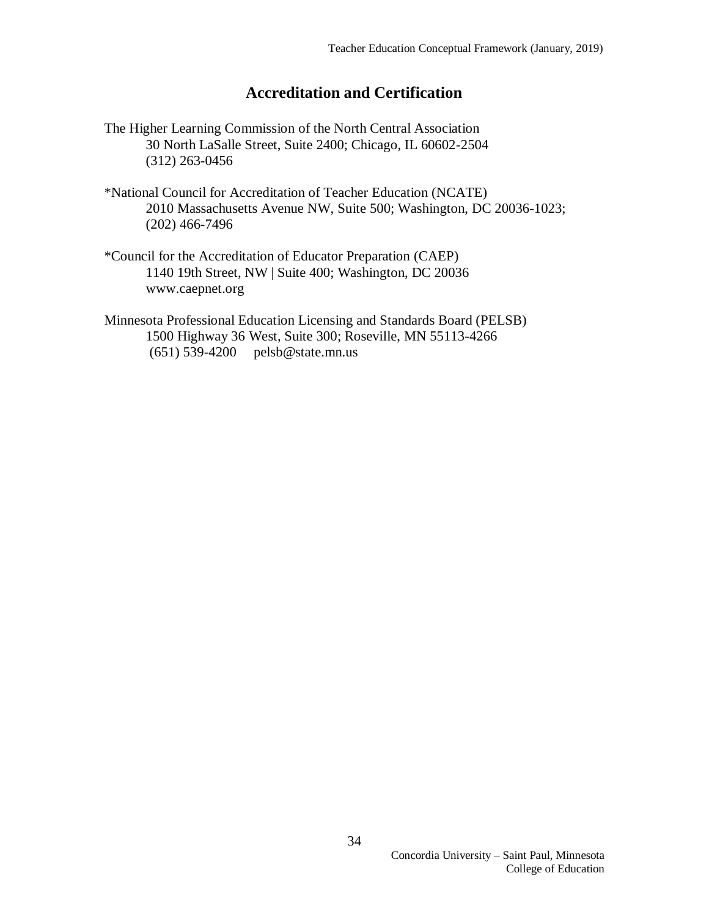## Accreditation and Certification

The Higher Learning Commission of the North Central Association
30 North LaSalle Street, Suite 2400; Chicago, IL 60602-2504
(312) 263-0456

*National Council for Accreditation of Teacher Education (NCATE)
2010 Massachusetts Avenue NW, Suite 500; Washington, DC 20036-1023;
(202) 466-7496

*Council for the Accreditation of Educator Preparation (CAEP)
1140 19th Street, NW | Suite 400; Washington, DC 20036
www.caepnet.org

Minnesota Professional Education Licensing and Standards Board (PELSB)
1500 Highway 36 West, Suite 300; Roseville, MN 55113-4266
(651) 539-4200 pelsb@state.mn.us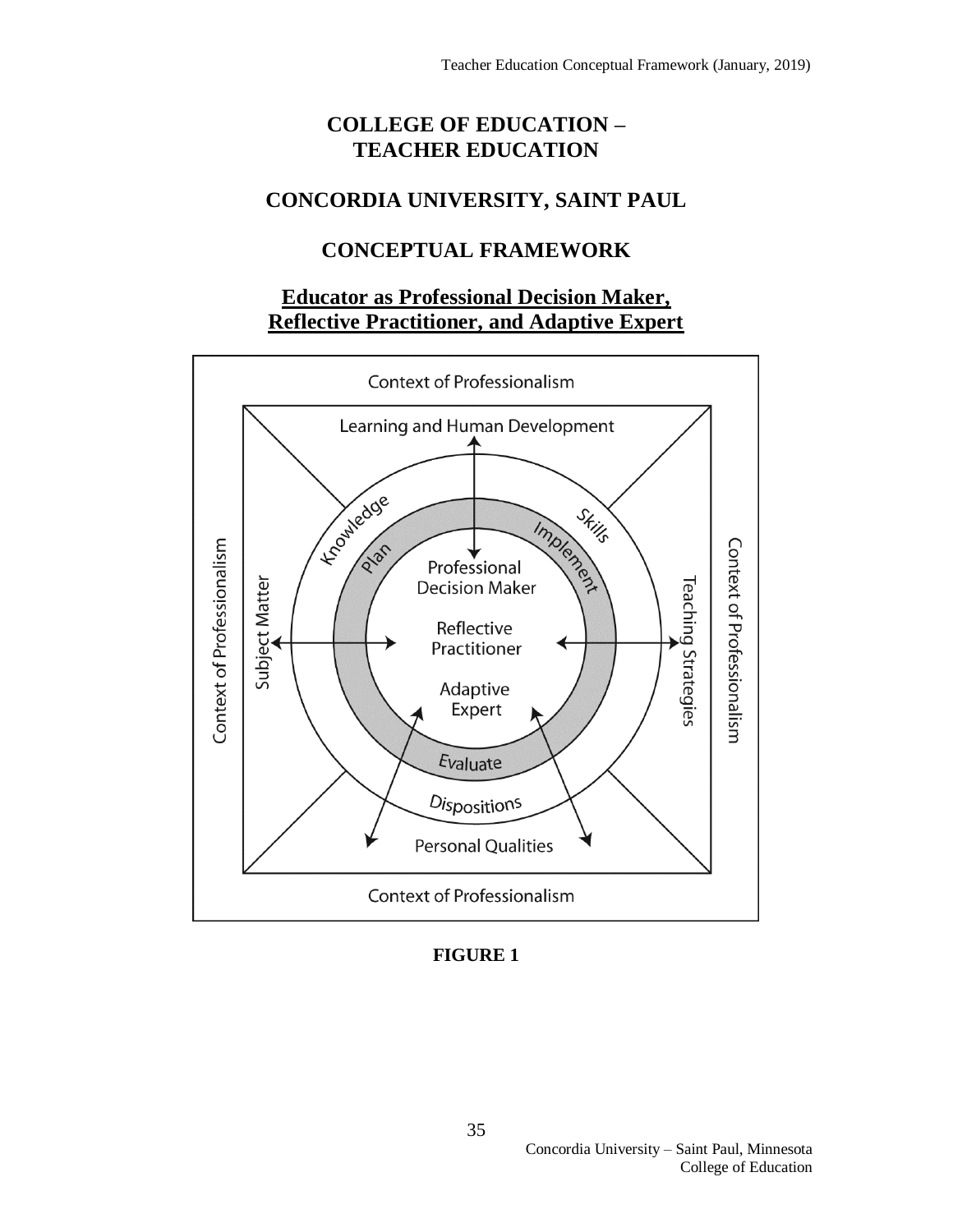# COLLEGE OF EDUCATION – TEACHER EDUCATION

## CONCORDIA UNIVERSITY, SAINT PAUL

## CONCEPTUAL FRAMEWORK

### Educator as Professional Decision Maker, Reflective Practitioner, and Adaptive Expert

Context of Professionalism

Learning and Human Development

Knowledge

Skills

Plan

Implement

Professional Decision Maker

Reflective Practitioner

Adaptive Expert

Subject Matter

Teaching Strategies

Evaluate

Dispositions

Personal Qualities

Context of Professionalism

**FIGURE 1**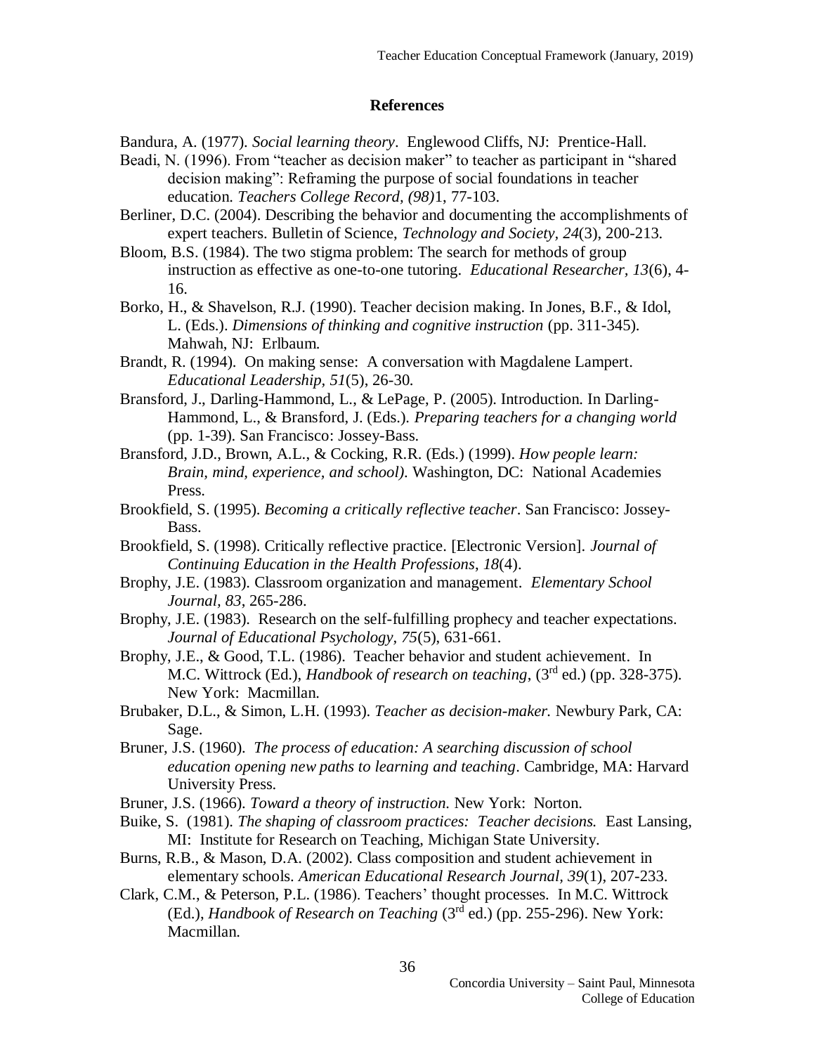## References

Bandura, A. (1977). *Social learning theory*. Englewood Cliffs, NJ: Prentice-Hall.

Beadi, N. (1996). From "teacher as decision maker" to teacher as participant in "shared decision making": Reframing the purpose of social foundations in teacher education. *Teachers College Record, (98)*1, 77-103.

Berliner, D.C. (2004). Describing the behavior and documenting the accomplishments of expert teachers. Bulletin of Science, *Technology and Society, 24*(3), 200-213.

Bloom, B.S. (1984). The two stigma problem: The search for methods of group instruction as effective as one-to-one tutoring. *Educational Researcher, 13*(6), 4-16.

Borko, H., & Shavelson, R.J. (1990). Teacher decision making. In Jones, B.F., & Idol, L. (Eds.). *Dimensions of thinking and cognitive instruction* (pp. 311-345). Mahwah, NJ: Erlbaum.

Brandt, R. (1994). On making sense: A conversation with Magdalene Lampert. *Educational Leadership, 51*(5), 26-30.

Bransford, J., Darling-Hammond, L., & LePage, P. (2005). Introduction. In Darling-Hammond, L., & Bransford, J. (Eds.). *Preparing teachers for a changing world* (pp. 1-39). San Francisco: Jossey-Bass.

Bransford, J.D., Brown, A.L., & Cocking, R.R. (Eds.) (1999). *How people learn: Brain, mind, experience, and school)*. Washington, DC: National Academies Press.

Brookfield, S. (1995). *Becoming a critically reflective teacher*. San Francisco: Jossey-Bass.

Brookfield, S. (1998). Critically reflective practice. [Electronic Version]. *Journal of Continuing Education in the Health Professions, 18*(4).

Brophy, J.E. (1983). Classroom organization and management. *Elementary School Journal, 83*, 265-286.

Brophy, J.E. (1983). Research on the self-fulfilling prophecy and teacher expectations. *Journal of Educational Psychology, 75*(5), 631-661.

Brophy, J.E., & Good, T.L. (1986). Teacher behavior and student achievement. In M.C. Wittrock (Ed.), *Handbook of research on teaching*, (3rd ed.) (pp. 328-375). New York: Macmillan.

Brubaker, D.L., & Simon, L.H. (1993). *Teacher as decision-maker.* Newbury Park, CA: Sage.

Bruner, J.S. (1960). *The process of education: A searching discussion of school education opening new paths to learning and teaching*. Cambridge, MA: Harvard University Press.

Bruner, J.S. (1966). *Toward a theory of instruction*. New York: Norton.

Buike, S. (1981). *The shaping of classroom practices: Teacher decisions.* East Lansing, MI: Institute for Research on Teaching, Michigan State University.

Burns, R.B., & Mason, D.A. (2002). Class composition and student achievement in elementary schools. *American Educational Research Journal, 39*(1), 207-233.

Clark, C.M., & Peterson, P.L. (1986). Teachers' thought processes. In M.C. Wittrock (Ed.), *Handbook of Research on Teaching* (3rd ed.) (pp. 255-296). New York: Macmillan.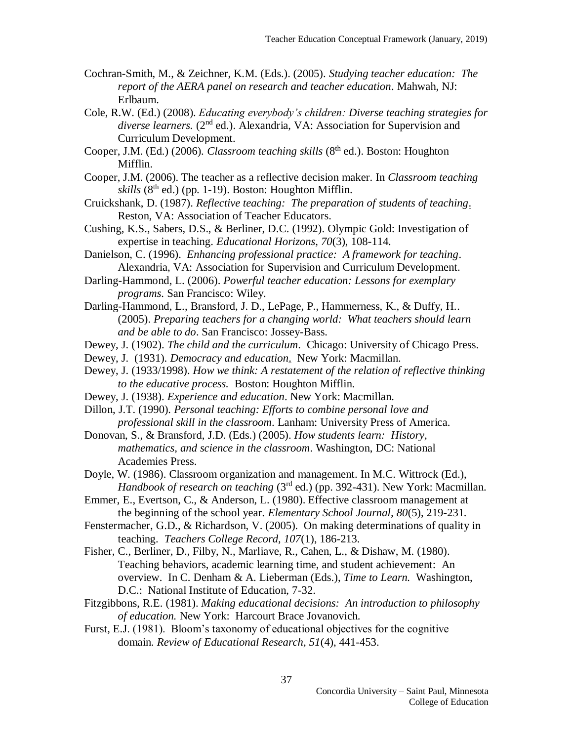Cochran-Smith, M., & Zeichner, K.M. (Eds.). (2005). *Studying teacher education: The report of the AERA panel on research and teacher education*. Mahwah, NJ: Erlbaum.

Cole, R.W. (Ed.) (2008). *Educating everybody's children: Diverse teaching strategies for diverse learners.* (2nd ed.). Alexandria, VA: Association for Supervision and Curriculum Development.

Cooper, J.M. (Ed.) (2006). *Classroom teaching skills* (8th ed.). Boston: Houghton Mifflin.

Cooper, J.M. (2006). The teacher as a reflective decision maker. In *Classroom teaching skills* (8th ed.) (pp. 1-19). Boston: Houghton Mifflin.

Cruickshank, D. (1987). *Reflective teaching: The preparation of students of teaching*. Reston, VA: Association of Teacher Educators.

Cushing, K.S., Sabers, D.S., & Berliner, D.C. (1992). Olympic Gold: Investigation of expertise in teaching. *Educational Horizons, 70*(3), 108-114.

Danielson, C. (1996). *Enhancing professional practice: A framework for teaching*. Alexandria, VA: Association for Supervision and Curriculum Development.

Darling-Hammond, L. (2006). *Powerful teacher education: Lessons for exemplary programs.* San Francisco: Wiley.

Darling-Hammond, L., Bransford, J. D., LePage, P., Hammerness, K., & Duffy, H.. (2005). *Preparing teachers for a changing world: What teachers should learn and be able to do*. San Francisco: Jossey-Bass.

Dewey, J. (1902). *The child and the curriculum*. Chicago: University of Chicago Press.

Dewey, J. (1931). *Democracy and education*. New York: Macmillan.

Dewey, J. (1933/1998). *How we think: A restatement of the relation of reflective thinking to the educative process.* Boston: Houghton Mifflin.

Dewey, J. (1938). *Experience and education*. New York: Macmillan.

Dillon, J.T. (1990). *Personal teaching: Efforts to combine personal love and professional skill in the classroom*. Lanham: University Press of America.

Donovan, S., & Bransford, J.D. (Eds.) (2005). *How students learn: History, mathematics, and science in the classroom*. Washington, DC: National Academies Press.

Doyle, W. (1986). Classroom organization and management. In M.C. Wittrock (Ed.), *Handbook of research on teaching* (3rd ed.) (pp. 392-431). New York: Macmillan.

Emmer, E., Evertson, C., & Anderson, L. (1980). Effective classroom management at the beginning of the school year. *Elementary School Journal, 80*(5), 219-231.

Fenstermacher, G.D., & Richardson, V. (2005). On making determinations of quality in teaching. *Teachers College Record, 107*(1), 186-213.

Fisher, C., Berliner, D., Filby, N., Marliave, R., Cahen, L., & Dishaw, M. (1980). Teaching behaviors, academic learning time, and student achievement: An overview. In C. Denham & A. Lieberman (Eds.), *Time to Learn.* Washington, D.C.: National Institute of Education, 7-32.

Fitzgibbons, R.E. (1981). *Making educational decisions: An introduction to philosophy of education.* New York: Harcourt Brace Jovanovich.

Furst, E.J. (1981). Bloom's taxonomy of educational objectives for the cognitive domain. *Review of Educational Research, 51*(4), 441-453.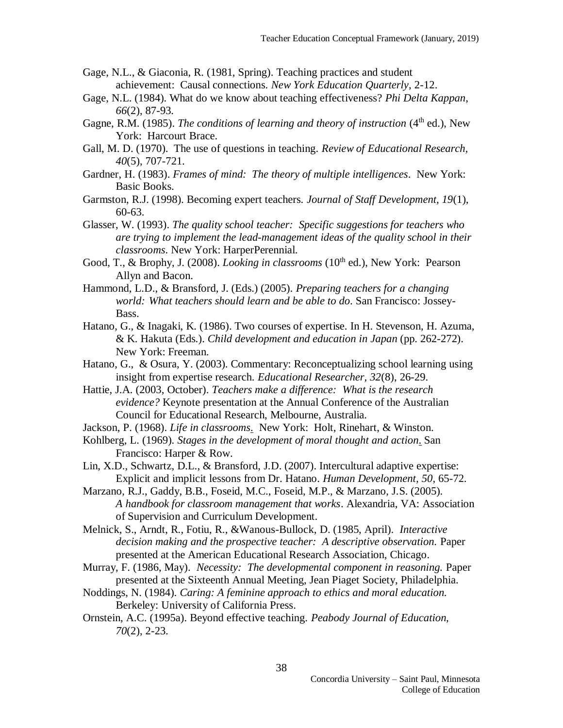Gage, N.L., & Giaconia, R. (1981, Spring). Teaching practices and student achievement: Causal connections. *New York Education Quarterly*, 2-12.

Gage, N.L. (1984). What do we know about teaching effectiveness? *Phi Delta Kappan, 66*(2), 87-93.

Gagne, R.M. (1985). *The conditions of learning and theory of instruction* (4th ed.), New York: Harcourt Brace.

Gall, M. D. (1970). The use of questions in teaching. *Review of Educational Research, 40*(5), 707-721.

Gardner, H. (1983). *Frames of mind: The theory of multiple intelligences*. New York: Basic Books.

Garmston, R.J. (1998). Becoming expert teachers. *Journal of Staff Development, 19*(1), 60-63.

Glasser, W. (1993). *The quality school teacher: Specific suggestions for teachers who are trying to implement the lead-management ideas of the quality school in their classrooms*. New York: HarperPerennial.

Good, T., & Brophy, J. (2008). *Looking in classrooms* (10th ed.), New York: Pearson Allyn and Bacon.

Hammond, L.D., & Bransford, J. (Eds.) (2005). *Preparing teachers for a changing world: What teachers should learn and be able to do*. San Francisco: Jossey-Bass.

Hatano, G., & Inagaki, K. (1986). Two courses of expertise. In H. Stevenson, H. Azuma, & K. Hakuta (Eds.). *Child development and education in Japan* (pp. 262-272). New York: Freeman.

Hatano, G., & Osura, Y. (2003). Commentary: Reconceptualizing school learning using insight from expertise research. *Educational Researcher, 32*(8), 26-29.

Hattie, J.A. (2003, October). *Teachers make a difference: What is the research evidence?* Keynote presentation at the Annual Conference of the Australian Council for Educational Research, Melbourne, Australia.

Jackson, P. (1968). *Life in classrooms*. New York: Holt, Rinehart, & Winston.

Kohlberg, L. (1969). *Stages in the development of moral thought and action*. San Francisco: Harper & Row.

Lin, X.D., Schwartz, D.L., & Bransford, J.D. (2007). Intercultural adaptive expertise: Explicit and implicit lessons from Dr. Hatano. *Human Development, 50*, 65-72.

Marzano, R.J., Gaddy, B.B., Foseid, M.C., Foseid, M.P., & Marzano, J.S. (2005). *A handbook for classroom management that works*. Alexandria, VA: Association of Supervision and Curriculum Development.

Melnick, S., Arndt, R., Fotiu, R., &Wanous-Bullock, D. (1985, April). *Interactive decision making and the prospective teacher: A descriptive observation.* Paper presented at the American Educational Research Association, Chicago.

Murray, F. (1986, May). *Necessity: The developmental component in reasoning.* Paper presented at the Sixteenth Annual Meeting, Jean Piaget Society, Philadelphia.

Noddings, N. (1984). *Caring: A feminine approach to ethics and moral education.* Berkeley: University of California Press.

Ornstein, A.C. (1995a). Beyond effective teaching. *Peabody Journal of Education, 70*(2), 2-23.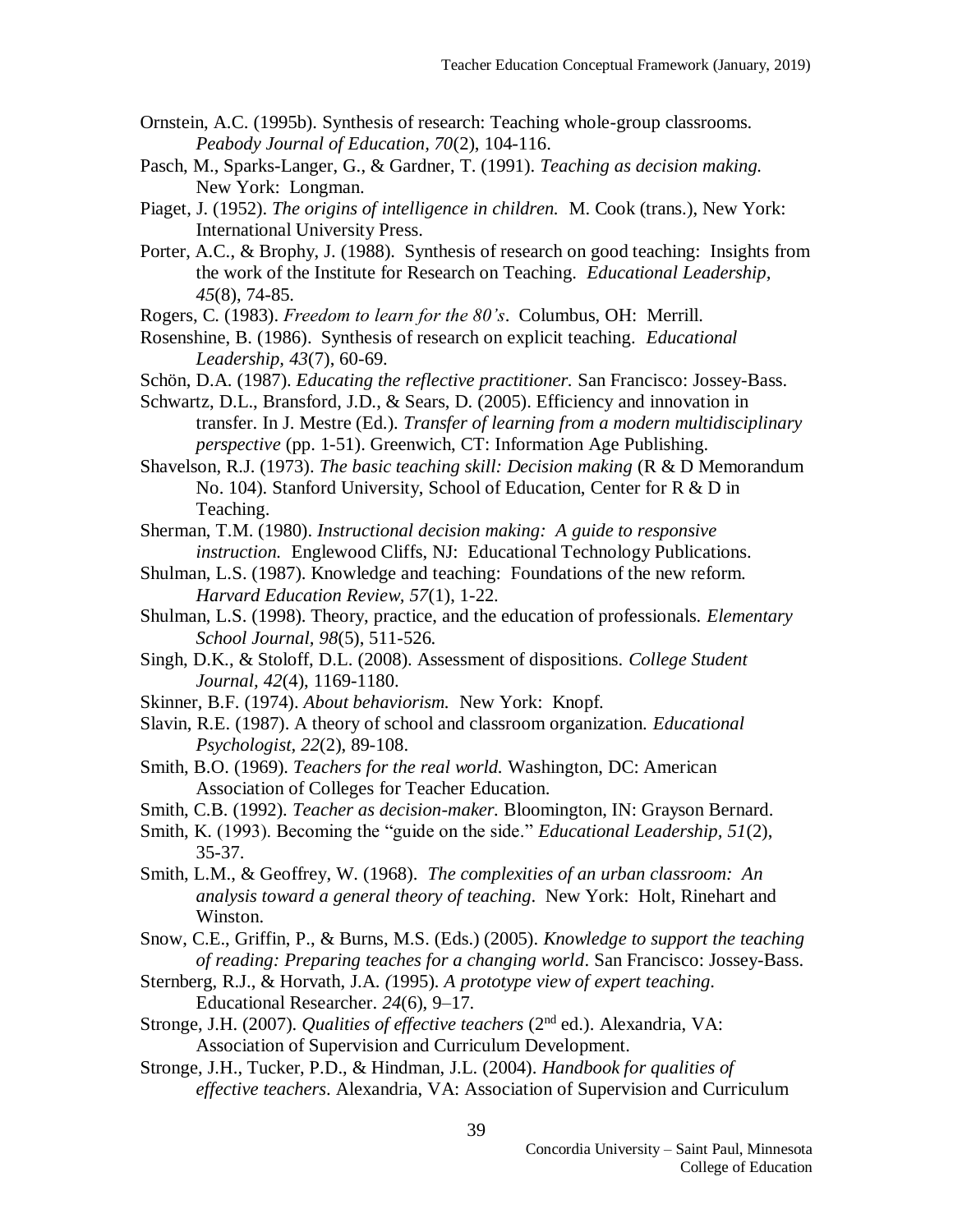Ornstein, A.C. (1995b). Synthesis of research: Teaching whole-group classrooms. *Peabody Journal of Education, 70*(2), 104-116.

Pasch, M., Sparks-Langer, G., & Gardner, T. (1991). *Teaching as decision making.* New York: Longman.

Piaget, J. (1952). *The origins of intelligence in children.* M. Cook (trans.), New York: International University Press.

Porter, A.C., & Brophy, J. (1988). Synthesis of research on good teaching: Insights from the work of the Institute for Research on Teaching. *Educational Leadership, 45*(8), 74-85.

Rogers, C. (1983). *Freedom to learn for the 80's*. Columbus, OH: Merrill.

Rosenshine, B. (1986). Synthesis of research on explicit teaching. *Educational Leadership, 43*(7), 60-69.

Schön, D.A. (1987). *Educating the reflective practitioner.* San Francisco: Jossey-Bass.

Schwartz, D.L., Bransford, J.D., & Sears, D. (2005). Efficiency and innovation in transfer. In J. Mestre (Ed.). *Transfer of learning from a modern multidisciplinary perspective* (pp. 1-51). Greenwich, CT: Information Age Publishing.

Shavelson, R.J. (1973). *The basic teaching skill: Decision making* (R & D Memorandum No. 104). Stanford University, School of Education, Center for R & D in Teaching.

Sherman, T.M. (1980). *Instructional decision making: A guide to responsive instruction.* Englewood Cliffs, NJ: Educational Technology Publications.

Shulman, L.S. (1987). Knowledge and teaching: Foundations of the new reform. *Harvard Education Review, 57*(1), 1-22.

Shulman, L.S. (1998). Theory, practice, and the education of professionals. *Elementary School Journal, 98*(5), 511-526.

Singh, D.K., & Stoloff, D.L. (2008). Assessment of dispositions. *College Student Journal, 42*(4), 1169-1180.

Skinner, B.F. (1974). *About behaviorism.* New York: Knopf.

Slavin, R.E. (1987). A theory of school and classroom organization. *Educational Psychologist, 22*(2), 89-108.

Smith, B.O. (1969). *Teachers for the real world.* Washington, DC: American Association of Colleges for Teacher Education.

Smith, C.B. (1992). *Teacher as decision-maker.* Bloomington, IN: Grayson Bernard.

Smith, K. (1993). Becoming the "guide on the side." *Educational Leadership, 51*(2), 35-37.

Smith, L.M., & Geoffrey, W. (1968). *The complexities of an urban classroom: An analysis toward a general theory of teaching.* New York: Holt, Rinehart and Winston.

Snow, C.E., Griffin, P., & Burns, M.S. (Eds.) (2005). *Knowledge to support the teaching of reading: Preparing teaches for a changing world*. San Francisco: Jossey-Bass.

Sternberg, R.J., & Horvath, J.A. *(*1995). *A prototype view of expert teaching.* Educational Researcher. *24*(6), 9–17.

Stronge, J.H. (2007). *Qualities of effective teachers* (2nd ed.). Alexandria, VA: Association of Supervision and Curriculum Development.

Stronge, J.H., Tucker, P.D., & Hindman, J.L. (2004). *Handbook for qualities of effective teachers*. Alexandria, VA: Association of Supervision and Curriculum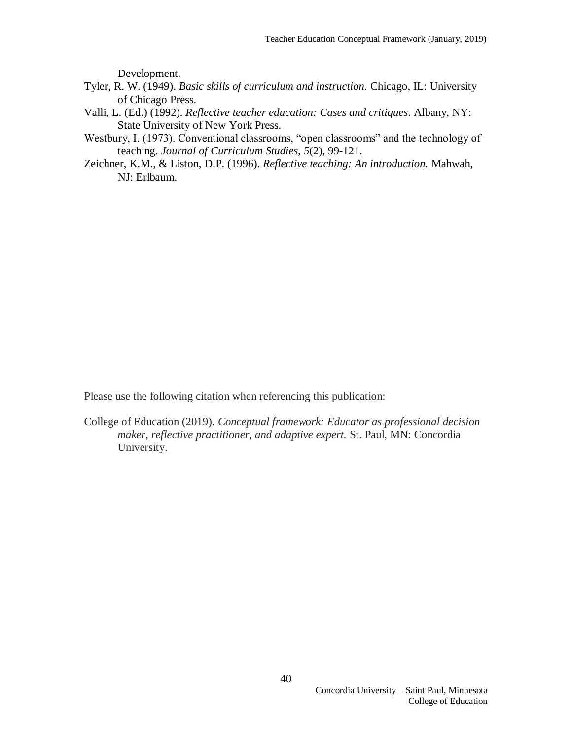Development.

Tyler, R. W. (1949). *Basic skills of curriculum and instruction.* Chicago, IL: University of Chicago Press.

Valli, L. (Ed.) (1992). *Reflective teacher education: Cases and critiques*. Albany, NY: State University of New York Press.

Westbury, I. (1973). Conventional classrooms, "open classrooms" and the technology of teaching. *Journal of Curriculum Studies, 5*(2), 99-121.

Zeichner, K.M., & Liston, D.P. (1996). *Reflective teaching: An introduction.* Mahwah, NJ: Erlbaum.

Please use the following citation when referencing this publication:

College of Education (2019). *Conceptual framework: Educator as professional decision maker, reflective practitioner, and adaptive expert.* St. Paul, MN: Concordia University.